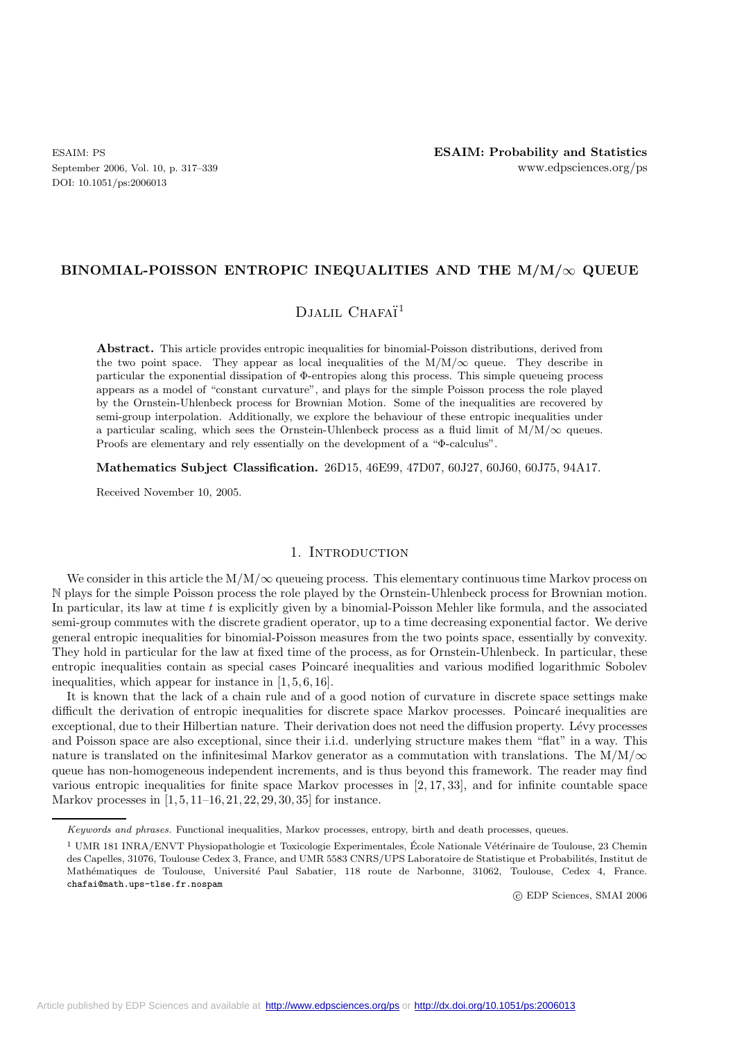# BINOMIAL-POISSON ENTROPIC INEQUALITIES AND THE M/M/$\infty$ QUEUE

Djalil Chafaï[1]

**Abstract.** This article provides entropic inequalities for binomial-Poisson distributions, derived from the two point space. They appear as local inequalities of the M/M/$\infty$ queue. They describe in particular the exponential dissipation of $\Phi$-entropies along this process. This simple queueing process appears as a model of "constant curvature", and plays for the simple Poisson process the role played by the Ornstein-Uhlenbeck process for Brownian Motion. Some of the inequalities are recovered by semi-group interpolation. Additionally, we explore the behaviour of these entropic inequalities under a particular scaling, which sees the Ornstein-Uhlenbeck process as a fluid limit of M/M/$\infty$ queues. Proofs are elementary and rely essentially on the development of a "$\Phi$-calculus".

**Mathematics Subject Classification.** 26D15, 46E99, 47D07, 60J27, 60J60, 60J75, 94A17.

Received November 10, 2005.

## 1. Introduction

We consider in this article the M/M/$\infty$ queueing process. This elementary continuous time Markov process on $\mathbb{N}$ plays for the simple Poisson process the role played by the Ornstein-Uhlenbeck process for Brownian motion. In particular, its law at time $t$ is explicitly given by a binomial-Poisson Mehler like formula, and the associated semi-group commutes with the discrete gradient operator, up to a time decreasing exponential factor. We derive general entropic inequalities for binomial-Poisson measures from the two points space, essentially by convexity. They hold in particular for the law at fixed time of the process, as for Ornstein-Uhlenbeck. In particular, these entropic inequalities contain as special cases Poincaré inequalities and various modified logarithmic Sobolev inequalities, which appear for instance in [1, 5, 6, 16].

It is known that the lack of a chain rule and of a good notion of curvature in discrete space settings make difficult the derivation of entropic inequalities for discrete space Markov processes. Poincaré inequalities are exceptional, due to their Hilbertian nature. Their derivation does not need the diffusion property. Lévy processes and Poisson space are also exceptional, since their i.i.d. underlying structure makes them "flat" in a way. This nature is translated on the infinitesimal Markov generator as a commutation with translations. The M/M/$\infty$ queue has non-homogeneous independent increments, and is thus beyond this framework. The reader may find various entropic inequalities for finite space Markov processes in [2, 17, 33], and for infinite countable space Markov processes in [1, 5, 11–16, 21, 22, 29, 30, 35] for instance.

---

*Keywords and phrases.* Functional inequalities, Markov processes, entropy, birth and death processes, queues.

[1] UMR 181 INRA/ENVT Physiopathologie et Toxicologie Experimentales, École Nationale Vétérinaire de Toulouse, 23 Chemin des Capelles, 31076, Toulouse Cedex 3, France, and UMR 5583 CNRS/UPS Laboratoire de Statistique et Probabilités, Institut de Mathématiques de Toulouse, Université Paul Sabatier, 118 route de Narbonne, 31062, Toulouse, Cedex 4, France. chafai@math.ups-tlse.fr.nospam

© EDP Sciences, SMAI 2006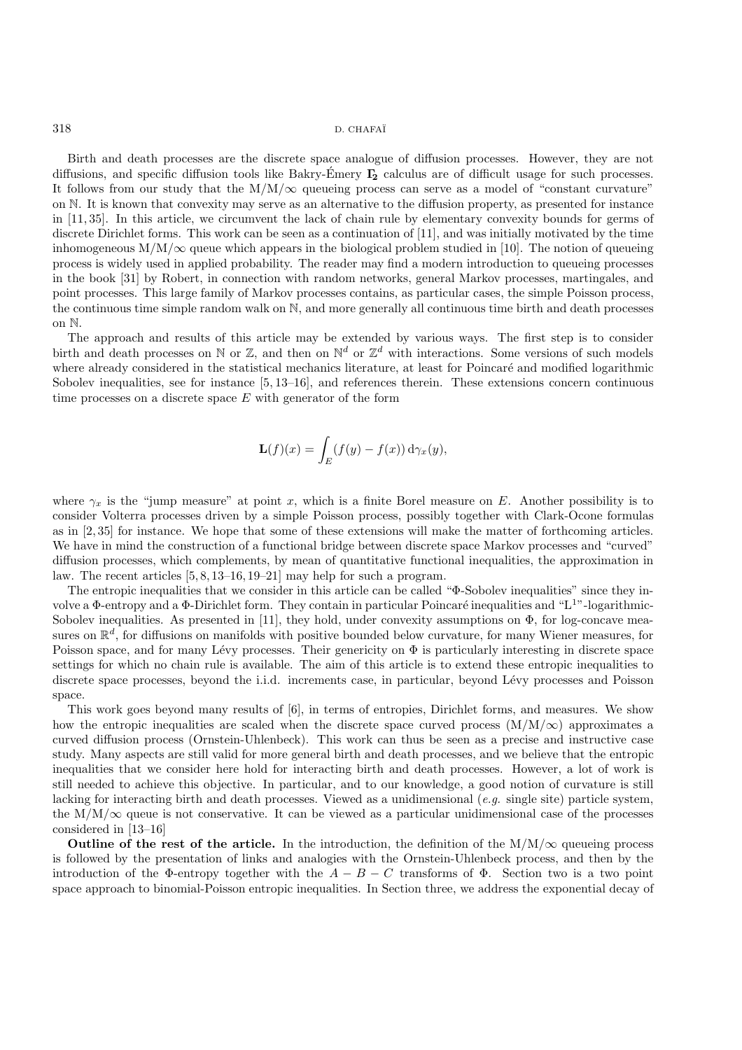Birth and death processes are the discrete space analogue of diffusion processes. However, they are not diffusions, and specific diffusion tools like Bakry-Émery $\mathbf{\Gamma_2}$ calculus are of difficult usage for such processes. It follows from our study that the M/M/$\infty$ queueing process can serve as a model of "constant curvature" on $\mathbb{N}$. It is known that convexity may serve as an alternative to the diffusion property, as presented for instance in [11, 35]. In this article, we circumvent the lack of chain rule by elementary convexity bounds for germs of discrete Dirichlet forms. This work can be seen as a continuation of [11], and was initially motivated by the time inhomogeneous M/M/$\infty$ queue which appears in the biological problem studied in [10]. The notion of queueing process is widely used in applied probability. The reader may find a modern introduction to queueing processes in the book [31] by Robert, in connection with random networks, general Markov processes, martingales, and point processes. This large family of Markov processes contains, as particular cases, the simple Poisson process, the continuous time simple random walk on $\mathbb{N}$, and more generally all continuous time birth and death processes on $\mathbb{N}$.

The approach and results of this article may be extended by various ways. The first step is to consider birth and death processes on $\mathbb{N}$ or $\mathbb{Z}$, and then on $\mathbb{N}^d$ or $\mathbb{Z}^d$ with interactions. Some versions of such models where already considered in the statistical mechanics literature, at least for Poincaré and modified logarithmic Sobolev inequalities, see for instance [5, 13–16], and references therein. These extensions concern continuous time processes on a discrete space $E$ with generator of the form

$$\mathbf{L}(f)(x) = \int_E (f(y) - f(x))\,\mathrm{d}\gamma_x(y),$$

where $\gamma_x$ is the "jump measure" at point $x$, which is a finite Borel measure on $E$. Another possibility is to consider Volterra processes driven by a simple Poisson process, possibly together with Clark-Ocone formulas as in [2, 35] for instance. We hope that some of these extensions will make the matter of forthcoming articles. We have in mind the construction of a functional bridge between discrete space Markov processes and "curved" diffusion processes, which complements, by mean of quantitative functional inequalities, the approximation in law. The recent articles [5, 8, 13–16, 19–21] may help for such a program.

The entropic inequalities that we consider in this article can be called "$\Phi$-Sobolev inequalities" since they involve a $\Phi$-entropy and a $\Phi$-Dirichlet form. They contain in particular Poincaré inequalities and "$\mathrm{L}^1$"-logarithmic-Sobolev inequalities. As presented in [11], they hold, under convexity assumptions on $\Phi$, for log-concave measures on $\mathbb{R}^d$, for diffusions on manifolds with positive bounded below curvature, for many Wiener measures, for Poisson space, and for many Lévy processes. Their genericity on $\Phi$ is particularly interesting in discrete space settings for which no chain rule is available. The aim of this article is to extend these entropic inequalities to discrete space processes, beyond the i.i.d. increments case, in particular, beyond Lévy processes and Poisson space.

This work goes beyond many results of [6], in terms of entropies, Dirichlet forms, and measures. We show how the entropic inequalities are scaled when the discrete space curved process (M/M/$\infty$) approximates a curved diffusion process (Ornstein-Uhlenbeck). This work can thus be seen as a precise and instructive case study. Many aspects are still valid for more general birth and death processes, and we believe that the entropic inequalities that we consider here hold for interacting birth and death processes. However, a lot of work is still needed to achieve this objective. In particular, and to our knowledge, a good notion of curvature is still lacking for interacting birth and death processes. Viewed as a unidimensional (*e.g.* single site) particle system, the M/M/$\infty$ queue is not conservative. It can be viewed as a particular unidimensional case of the processes considered in [13–16]

**Outline of the rest of the article.** In the introduction, the definition of the M/M/$\infty$ queueing process is followed by the presentation of links and analogies with the Ornstein-Uhlenbeck process, and then by the introduction of the $\Phi$-entropy together with the $A - B - C$ transforms of $\Phi$. Section two is a two point space approach to binomial-Poisson entropic inequalities. In Section three, we address the exponential decay of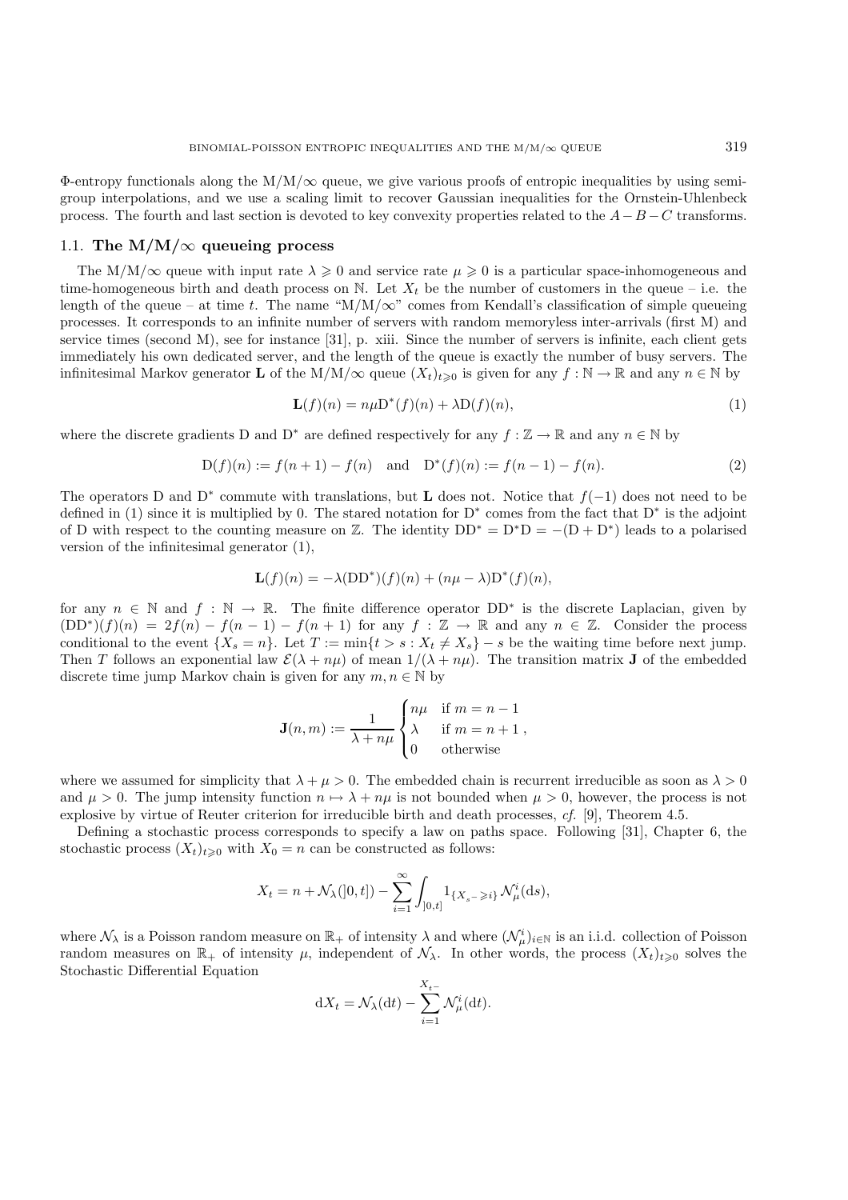Φ-entropy functionals along the M/M/∞ queue, we give various proofs of entropic inequalities by using semigroup interpolations, and we use a scaling limit to recover Gaussian inequalities for the Ornstein-Uhlenbeck process. The fourth and last section is devoted to key convexity properties related to the $A-B-C$ transforms.

## 1.1. The M/M/∞ queueing process

The M/M/∞ queue with input rate $\lambda \geqslant 0$ and service rate $\mu \geqslant 0$ is a particular space-inhomogeneous and time-homogeneous birth and death process on $\mathbb{N}$. Let $X_t$ be the number of customers in the queue – i.e. the length of the queue – at time $t$. The name "M/M/∞" comes from Kendall's classification of simple queueing processes. It corresponds to an infinite number of servers with random memoryless inter-arrivals (first M) and service times (second M), see for instance [31], p. xiii. Since the number of servers is infinite, each client gets immediately his own dedicated server, and the length of the queue is exactly the number of busy servers. The infinitesimal Markov generator $\mathbf{L}$ of the M/M/∞ queue $(X_t)_{t\geqslant 0}$ is given for any $f : \mathbb{N} \to \mathbb{R}$ and any $n \in \mathbb{N}$ by

$$\mathbf{L}(f)(n) = n\mu \mathrm{D}^*(f)(n) + \lambda \mathrm{D}(f)(n), \tag{1}$$

where the discrete gradients D and D* are defined respectively for any $f : \mathbb{Z} \to \mathbb{R}$ and any $n \in \mathbb{N}$ by

$$\mathrm{D}(f)(n) := f(n+1) - f(n) \quad \text{and} \quad \mathrm{D}^*(f)(n) := f(n-1) - f(n). \tag{2}$$

The operators D and D* commute with translations, but $\mathbf{L}$ does not. Notice that $f(-1)$ does not need to be defined in (1) since it is multiplied by 0. The stared notation for D* comes from the fact that D* is the adjoint of D with respect to the counting measure on $\mathbb{Z}$. The identity $\mathrm{DD}^* = \mathrm{D}^*\mathrm{D} = -(\mathrm{D} + \mathrm{D}^*)$ leads to a polarised version of the infinitesimal generator (1),

$$\mathbf{L}(f)(n) = -\lambda(\mathrm{DD}^*)(f)(n) + (n\mu - \lambda)\mathrm{D}^*(f)(n),$$

for any $n \in \mathbb{N}$ and $f : \mathbb{N} \to \mathbb{R}$. The finite difference operator DD* is the discrete Laplacian, given by $(\mathrm{DD}^*)(f)(n) = 2f(n) - f(n-1) - f(n+1)$ for any $f : \mathbb{Z} \to \mathbb{R}$ and any $n \in \mathbb{Z}$. Consider the process conditional to the event $\{X_s = n\}$. Let $T := \min\{t > s : X_t \neq X_s\} - s$ be the waiting time before next jump. Then $T$ follows an exponential law $\mathcal{E}(\lambda + n\mu)$ of mean $1/(\lambda + n\mu)$. The transition matrix $\mathbf{J}$ of the embedded discrete time jump Markov chain is given for any $m, n \in \mathbb{N}$ by

$$\mathbf{J}(n,m) := \frac{1}{\lambda + n\mu}\begin{cases} n\mu & \text{if } m = n-1 \\ \lambda & \text{if } m = n+1 \\ 0 & \text{otherwise} \end{cases},$$

where we assumed for simplicity that $\lambda + \mu > 0$. The embedded chain is recurrent irreducible as soon as $\lambda > 0$ and $\mu > 0$. The jump intensity function $n \mapsto \lambda + n\mu$ is not bounded when $\mu > 0$, however, the process is not explosive by virtue of Reuter criterion for irreducible birth and death processes, *cf.* [9], Theorem 4.5.

Defining a stochastic process corresponds to specify a law on paths space. Following [31], Chapter 6, the stochastic process $(X_t)_{t\geqslant 0}$ with $X_0 = n$ can be constructed as follows:

$$X_t = n + \mathcal{N}_\lambda(]0,t]) - \sum_{i=1}^{\infty} \int_{]0,t]} 1_{\{X_{s^-} \geqslant i\}} \mathcal{N}_\mu^i(\mathrm{d}s),$$

where $\mathcal{N}_\lambda$ is a Poisson random measure on $\mathbb{R}_+$ of intensity $\lambda$ and where $(\mathcal{N}_\mu^i)_{i\in\mathbb{N}}$ is an i.i.d. collection of Poisson random measures on $\mathbb{R}_+$ of intensity $\mu$, independent of $\mathcal{N}_\lambda$. In other words, the process $(X_t)_{t\geqslant 0}$ solves the Stochastic Differential Equation

$$\mathrm{d}X_t = \mathcal{N}_\lambda(\mathrm{d}t) - \sum_{i=1}^{X_{t^-}} \mathcal{N}_\mu^i(\mathrm{d}t).$$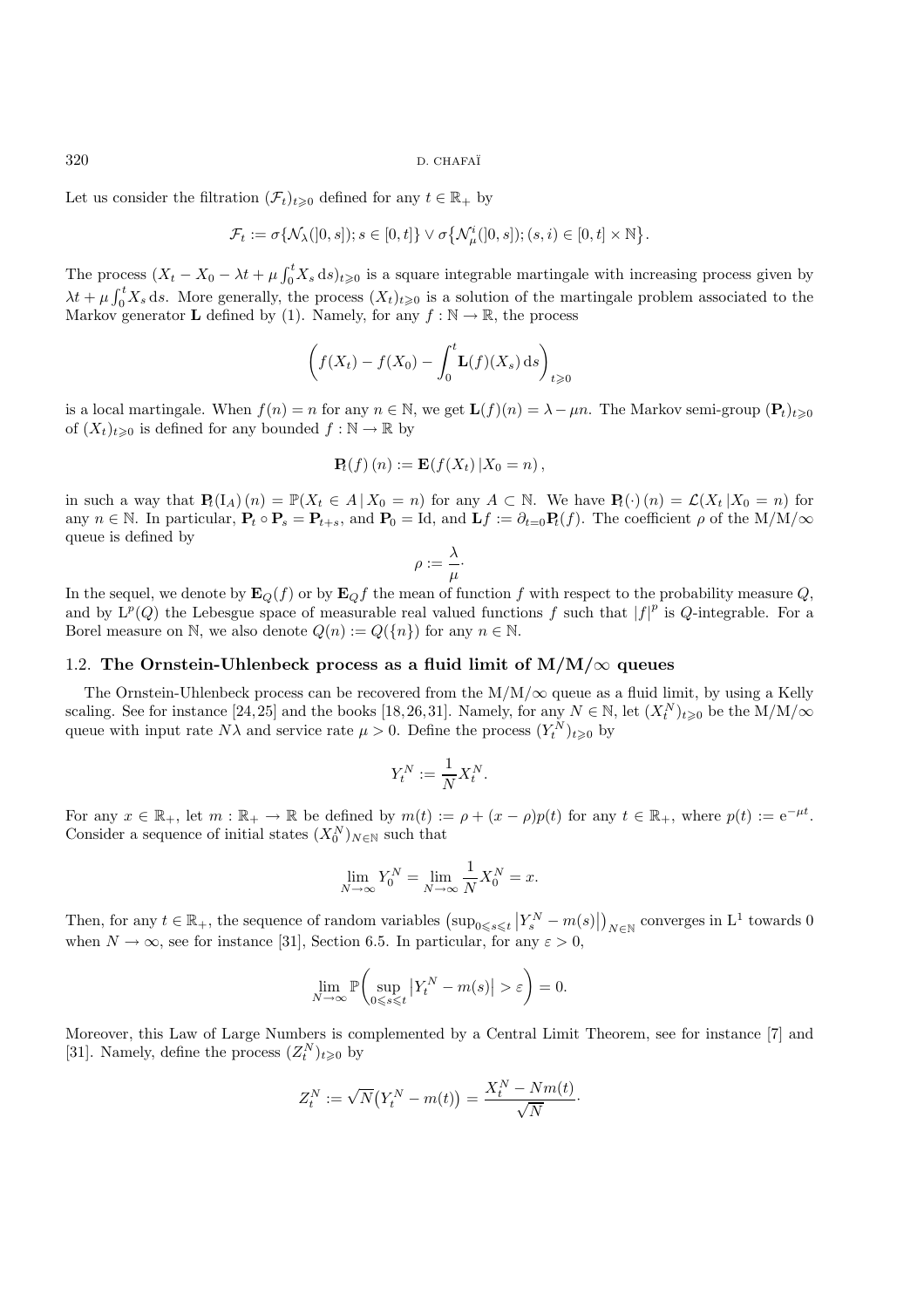Let us consider the filtration $(\mathcal{F}_t)_{t\geqslant 0}$ defined for any $t \in \mathbb{R}_+$ by

$$\mathcal{F}_t := \sigma\{\mathcal{N}_\lambda(]0,s]); s \in [0,t]\} \vee \sigma\{\mathcal{N}_\mu^i(]0,s]); (s,i) \in [0,t] \times \mathbb{N}\}.$$

The process $(X_t - X_0 - \lambda t + \mu \int_0^t X_s \, \mathrm{d}s)_{t\geqslant 0}$ is a square integrable martingale with increasing process given by $\lambda t + \mu \int_0^t X_s \, \mathrm{d}s$. More generally, the process $(X_t)_{t\geqslant 0}$ is a solution of the martingale problem associated to the Markov generator $\mathbf{L}$ defined by (1). Namely, for any $f : \mathbb{N} \to \mathbb{R}$, the process

$$\left(f(X_t) - f(X_0) - \int_0^t \mathbf{L}(f)(X_s) \, \mathrm{d}s\right)_{t\geqslant 0}$$

is a local martingale. When $f(n) = n$ for any $n \in \mathbb{N}$, we get $\mathbf{L}(f)(n) = \lambda - \mu n$. The Markov semi-group $(\mathbf{P}_t)_{t\geqslant 0}$ of $(X_t)_{t\geqslant 0}$ is defined for any bounded $f : \mathbb{N} \to \mathbb{R}$ by

$$\mathbf{P}_t(f)\,(n) := \mathbf{E}(f(X_t) \,|\, X_0 = n),$$

in such a way that $\mathbf{P}_t(\mathrm{I}_A)\,(n) = \mathbb{P}(X_t \in A \,|\, X_0 = n)$ for any $A \subset \mathbb{N}$. We have $\mathbf{P}_t(\cdot)\,(n) = \mathcal{L}(X_t \,|\, X_0 = n)$ for any $n \in \mathbb{N}$. In particular, $\mathbf{P}_t \circ \mathbf{P}_s = \mathbf{P}_{t+s}$, and $\mathbf{P}_0 = \mathrm{Id}$, and $\mathbf{L}f := \partial_{t=0}\mathbf{P}_t(f)$. The coefficient $\rho$ of the M/M/$\infty$ queue is defined by

$$\rho := \frac{\lambda}{\mu}.$$

In the sequel, we denote by $\mathbf{E}_Q(f)$ or by $\mathbf{E}_Q f$ the mean of function $f$ with respect to the probability measure $Q$, and by $\mathrm{L}^p(Q)$ the Lebesgue space of measurable real valued functions $f$ such that $|f|^p$ is $Q$-integrable. For a Borel measure on $\mathbb{N}$, we also denote $Q(n) := Q(\{n\})$ for any $n \in \mathbb{N}$.

### 1.2. The Ornstein-Uhlenbeck process as a fluid limit of M/M/$\infty$ queues

The Ornstein-Uhlenbeck process can be recovered from the M/M/$\infty$ queue as a fluid limit, by using a Kelly scaling. See for instance [24,25] and the books [18,26,31]. Namely, for any $N \in \mathbb{N}$, let $(X_t^N)_{t\geqslant 0}$ be the M/M/$\infty$ queue with input rate $N\lambda$ and service rate $\mu > 0$. Define the process $(Y_t^N)_{t\geqslant 0}$ by

$$Y_t^N := \frac{1}{N} X_t^N.$$

For any $x \in \mathbb{R}_+$, let $m : \mathbb{R}_+ \to \mathbb{R}$ be defined by $m(t) := \rho + (x - \rho)p(t)$ for any $t \in \mathbb{R}_+$, where $p(t) := \mathrm{e}^{-\mu t}$. Consider a sequence of initial states $(X_0^N)_{N\in\mathbb{N}}$ such that

$$\lim_{N\to\infty} Y_0^N = \lim_{N\to\infty} \frac{1}{N} X_0^N = x.$$

Then, for any $t \in \mathbb{R}_+$, the sequence of random variables $\left(\sup_{0\leqslant s\leqslant t} \left|Y_s^N - m(s)\right|\right)_{N\in\mathbb{N}}$ converges in $\mathrm{L}^1$ towards 0 when $N \to \infty$, see for instance [31], Section 6.5. In particular, for any $\varepsilon > 0$,

$$\lim_{N\to\infty} \mathbb{P}\left(\sup_{0\leqslant s\leqslant t} \left|Y_t^N - m(s)\right| > \varepsilon\right) = 0.$$

Moreover, this Law of Large Numbers is complemented by a Central Limit Theorem, see for instance [7] and [31]. Namely, define the process $(Z_t^N)_{t\geqslant 0}$ by

$$Z_t^N := \sqrt{N}\big(Y_t^N - m(t)\big) = \frac{X_t^N - Nm(t)}{\sqrt{N}}.$$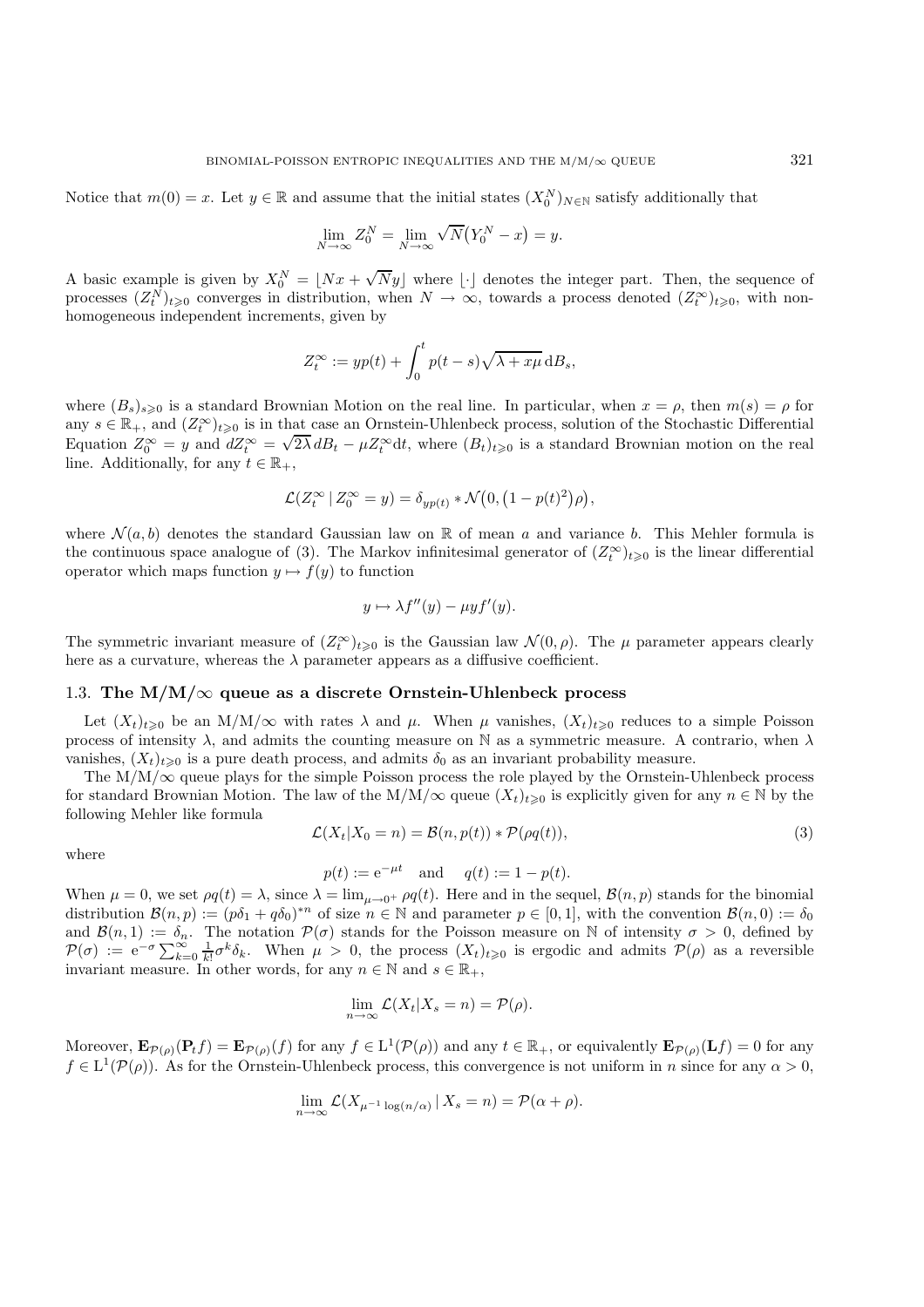Notice that $m(0) = x$. Let $y \in \mathbb{R}$ and assume that the initial states $(X_0^N)_{N \in \mathbb{N}}$ satisfy additionally that

$$\lim_{N \to \infty} Z_0^N = \lim_{N \to \infty} \sqrt{N}\big(Y_0^N - x\big) = y.$$

A basic example is given by $X_0^N = \lfloor Nx + \sqrt{N}y \rfloor$ where $\lfloor \cdot \rfloor$ denotes the integer part. Then, the sequence of processes $(Z_t^N)_{t \geqslant 0}$ converges in distribution, when $N \to \infty$, towards a process denoted $(Z_t^\infty)_{t \geqslant 0}$, with non-homogeneous independent increments, given by

$$Z_t^\infty := yp(t) + \int_0^t p(t-s)\sqrt{\lambda + x\mu}\, \mathrm{d}B_s,$$

where $(B_s)_{s \geqslant 0}$ is a standard Brownian Motion on the real line. In particular, when $x = \rho$, then $m(s) = \rho$ for any $s \in \mathbb{R}_+$, and $(Z_t^\infty)_{t \geqslant 0}$ is in that case an Ornstein-Uhlenbeck process, solution of the Stochastic Differential Equation $Z_0^\infty = y$ and $dZ_t^\infty = \sqrt{2\lambda}\, dB_t - \mu Z_t^\infty \mathrm{d}t$, where $(B_t)_{t \geqslant 0}$ is a standard Brownian motion on the real line. Additionally, for any $t \in \mathbb{R}_+$,

$$\mathcal{L}(Z_t^\infty \mid Z_0^\infty = y) = \delta_{yp(t)} * \mathcal{N}\big(0, \big(1 - p(t)^2\big)\rho\big),$$

where $\mathcal{N}(a, b)$ denotes the standard Gaussian law on $\mathbb{R}$ of mean $a$ and variance $b$. This Mehler formula is the continuous space analogue of (3). The Markov infinitesimal generator of $(Z_t^\infty)_{t \geqslant 0}$ is the linear differential operator which maps function $y \mapsto f(y)$ to function

$$y \mapsto \lambda f''(y) - \mu y f'(y).$$

The symmetric invariant measure of $(Z_t^\infty)_{t \geqslant 0}$ is the Gaussian law $\mathcal{N}(0, \rho)$. The $\mu$ parameter appears clearly here as a curvature, whereas the $\lambda$ parameter appears as a diffusive coefficient.

### 1.3. The M/M/$\infty$ queue as a discrete Ornstein-Uhlenbeck process

Let $(X_t)_{t \geqslant 0}$ be an M/M/$\infty$ with rates $\lambda$ and $\mu$. When $\mu$ vanishes, $(X_t)_{t \geqslant 0}$ reduces to a simple Poisson process of intensity $\lambda$, and admits the counting measure on $\mathbb{N}$ as a symmetric measure. A contrario, when $\lambda$ vanishes, $(X_t)_{t \geqslant 0}$ is a pure death process, and admits $\delta_0$ as an invariant probability measure.

The M/M/$\infty$ queue plays for the simple Poisson process the role played by the Ornstein-Uhlenbeck process for standard Brownian Motion. The law of the M/M/$\infty$ queue $(X_t)_{t \geqslant 0}$ is explicitly given for any $n \in \mathbb{N}$ by the following Mehler like formula

$$\mathcal{L}(X_t | X_0 = n) = \mathcal{B}(n, p(t)) * \mathcal{P}(\rho q(t)), \tag{3}$$

where

$$p(t) := \mathrm{e}^{-\mu t} \quad \text{and} \quad q(t) := 1 - p(t).$$

When $\mu = 0$, we set $\rho q(t) = \lambda$, since $\lambda = \lim_{\mu \to 0^+} \rho q(t)$. Here and in the sequel, $\mathcal{B}(n, p)$ stands for the binomial distribution $\mathcal{B}(n, p) := (p\delta_1 + q\delta_0)^{*n}$ of size $n \in \mathbb{N}$ and parameter $p \in [0, 1]$, with the convention $\mathcal{B}(n, 0) := \delta_0$ and $\mathcal{B}(n, 1) := \delta_n$. The notation $\mathcal{P}(\sigma)$ stands for the Poisson measure on $\mathbb{N}$ of intensity $\sigma > 0$, defined by $\mathcal{P}(\sigma) := \mathrm{e}^{-\sigma} \sum_{k=0}^\infty \frac{1}{k!}\sigma^k \delta_k$. When $\mu > 0$, the process $(X_t)_{t \geqslant 0}$ is ergodic and admits $\mathcal{P}(\rho)$ as a reversible invariant measure. In other words, for any $n \in \mathbb{N}$ and $s \in \mathbb{R}_+$,

$$\lim_{n \to \infty} \mathcal{L}(X_t | X_s = n) = \mathcal{P}(\rho).$$

Moreover, $\mathbf{E}_{\mathcal{P}(\rho)}(\mathbf{P}_t f) = \mathbf{E}_{\mathcal{P}(\rho)}(f)$ for any $f \in \mathrm{L}^1(\mathcal{P}(\rho))$ and any $t \in \mathbb{R}_+$, or equivalently $\mathbf{E}_{\mathcal{P}(\rho)}(\mathbf{L}f) = 0$ for any $f \in \mathrm{L}^1(\mathcal{P}(\rho))$. As for the Ornstein-Uhlenbeck process, this convergence is not uniform in $n$ since for any $\alpha > 0$,

$$\lim_{n \to \infty} \mathcal{L}(X_{\mu^{-1}\log(n/\alpha)} \,|\, X_s = n) = \mathcal{P}(\alpha + \rho).$$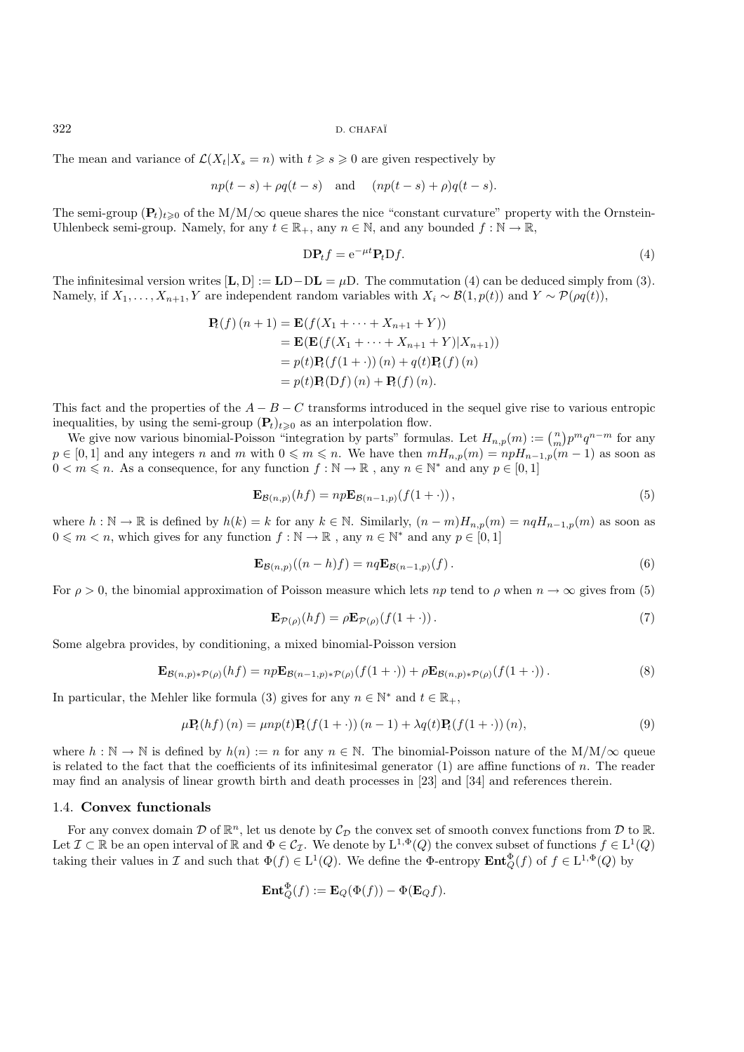The mean and variance of $\mathcal{L}(X_t|X_s = n)$ with $t \geqslant s \geqslant 0$ are given respectively by

$$np(t-s) + \rho q(t-s) \quad \text{and} \quad (np(t-s) + \rho) q(t-s).$$

The semi-group $(\mathbf{P}_t)_{t\geqslant 0}$ of the M/M/$\infty$ queue shares the nice "constant curvature" property with the Ornstein-Uhlenbeck semi-group. Namely, for any $t \in \mathbb{R}_+$, any $n \in \mathbb{N}$, and any bounded $f : \mathbb{N} \to \mathbb{R}$,

$$\mathrm{D}\mathbf{P}_t f = \mathrm{e}^{-\mu t} \mathbf{P}_t \mathrm{D} f. \tag{4}$$

The infinitesimal version writes $[\mathbf{L}, \mathrm{D}] := \mathbf{L}\mathrm{D} - \mathrm{D}\mathbf{L} = \mu \mathrm{D}$. The commutation (4) can be deduced simply from (3). Namely, if $X_1, \ldots, X_{n+1}, Y$ are independent random variables with $X_i \sim \mathcal{B}(1, p(t))$ and $Y \sim \mathcal{P}(\rho q(t))$,

$$\begin{aligned}
\mathbf{P}_t(f)\,(n+1) &= \mathbf{E}(f(X_1 + \cdots + X_{n+1} + Y)) \\
&= \mathbf{E}(\mathbf{E}(f(X_1 + \cdots + X_{n+1} + Y)|X_{n+1})) \\
&= p(t)\mathbf{P}_t(f(1+\cdot))\,(n) + q(t)\mathbf{P}_t(f)\,(n) \\
&= p(t)\mathbf{P}_t(\mathrm{D}f)\,(n) + \mathbf{P}_t(f)\,(n).
\end{aligned}$$

This fact and the properties of the $A - B - C$ transforms introduced in the sequel give rise to various entropic inequalities, by using the semi-group $(\mathbf{P}_t)_{t\geqslant 0}$ as an interpolation flow.

We give now various binomial-Poisson "integration by parts" formulas. Let $H_{n,p}(m) := \binom{n}{m} p^m q^{n-m}$ for any $p \in [0,1]$ and any integers $n$ and $m$ with $0 \leqslant m \leqslant n$. We have then $m H_{n,p}(m) = np H_{n-1,p}(m-1)$ as soon as $0 < m \leqslant n$. As a consequence, for any function $f : \mathbb{N} \to \mathbb{R}$ , any $n \in \mathbb{N}^*$ and any $p \in [0,1]$

$$\mathbf{E}_{\mathcal{B}(n,p)}(hf) = np \mathbf{E}_{\mathcal{B}(n-1,p)}(f(1+\cdot)), \tag{5}$$

where $h : \mathbb{N} \to \mathbb{R}$ is defined by $h(k) = k$ for any $k \in \mathbb{N}$. Similarly, $(n-m) H_{n,p}(m) = nq H_{n-1,p}(m)$ as soon as $0 \leqslant m < n$, which gives for any function $f : \mathbb{N} \to \mathbb{R}$ , any $n \in \mathbb{N}^*$ and any $p \in [0,1]$

$$\mathbf{E}_{\mathcal{B}(n,p)}((n-h)f) = nq \mathbf{E}_{\mathcal{B}(n-1,p)}(f). \tag{6}$$

For $\rho > 0$, the binomial approximation of Poisson measure which lets $np$ tend to $\rho$ when $n \to \infty$ gives from (5)

$$\mathbf{E}_{\mathcal{P}(\rho)}(hf) = \rho \mathbf{E}_{\mathcal{P}(\rho)}(f(1+\cdot)). \tag{7}$$

Some algebra provides, by conditioning, a mixed binomial-Poisson version

$$\mathbf{E}_{\mathcal{B}(n,p)*\mathcal{P}(\rho)}(hf) = np \mathbf{E}_{\mathcal{B}(n-1,p)*\mathcal{P}(\rho)}(f(1+\cdot)) + \rho \mathbf{E}_{\mathcal{B}(n,p)*\mathcal{P}(\rho)}(f(1+\cdot)). \tag{8}$$

In particular, the Mehler like formula (3) gives for any $n \in \mathbb{N}^*$ and $t \in \mathbb{R}_+$,

$$\mu \mathbf{P}_t(hf)\,(n) = \mu np(t) \mathbf{P}_t(f(1+\cdot))\,(n-1) + \lambda q(t) \mathbf{P}_t(f(1+\cdot))\,(n), \tag{9}$$

where $h : \mathbb{N} \to \mathbb{N}$ is defined by $h(n) := n$ for any $n \in \mathbb{N}$. The binomial-Poisson nature of the M/M/$\infty$ queue is related to the fact that the coefficients of its infinitesimal generator (1) are affine functions of $n$. The reader may find an analysis of linear growth birth and death processes in [23] and [34] and references therein.

### 1.4. **Convex functionals**

For any convex domain $\mathcal{D}$ of $\mathbb{R}^n$, let us denote by $\mathcal{C}_{\mathcal{D}}$ the convex set of smooth convex functions from $\mathcal{D}$ to $\mathbb{R}$. Let $\mathcal{I} \subset \mathbb{R}$ be an open interval of $\mathbb{R}$ and $\Phi \in \mathcal{C}_{\mathcal{I}}$. We denote by $\mathrm{L}^{1,\Phi}(Q)$ the convex subset of functions $f \in \mathrm{L}^1(Q)$ taking their values in $\mathcal{I}$ and such that $\Phi(f) \in \mathrm{L}^1(Q)$. We define the $\Phi$-entropy $\mathbf{Ent}_Q^{\Phi}(f)$ of $f \in \mathrm{L}^{1,\Phi}(Q)$ by

$$\mathbf{Ent}_Q^{\Phi}(f) := \mathbf{E}_Q(\Phi(f)) - \Phi(\mathbf{E}_Q f).$$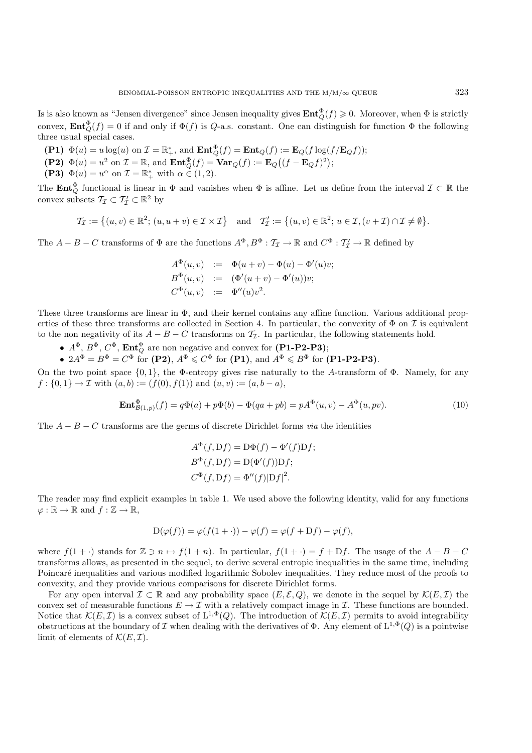Is is also known as "Jensen divergence" since Jensen inequality gives $\mathbf{Ent}_Q^\Phi(f) \geqslant 0$. Moreover, when $\Phi$ is strictly convex, $\mathbf{Ent}_Q^\Phi(f) = 0$ if and only if $\Phi(f)$ is $Q$-a.s. constant. One can distinguish for function $\Phi$ the following three usual special cases.

- **(P1)** $\Phi(u) = u\log(u)$ on $\mathcal{I} = \mathbb{R}_+^*$, and $\mathbf{Ent}_Q^\Phi(f) = \mathbf{Ent}_Q(f) := \mathbf{E}_Q(f\log(f/\mathbf{E}_Q f))$;
- **(P2)** $\Phi(u) = u^2$ on $\mathcal{I} = \mathbb{R}$, and $\mathbf{Ent}_Q^\Phi(f) = \mathbf{Var}_Q(f) := \mathbf{E}_Q\big((f - \mathbf{E}_Q f)^2\big)$;
- **(P3)** $\Phi(u) = u^\alpha$ on $\mathcal{I} = \mathbb{R}_+^*$ with $\alpha \in (1, 2)$.

The $\mathbf{Ent}_Q^\Phi$ functional is linear in $\Phi$ and vanishes when $\Phi$ is affine. Let us define from the interval $\mathcal{I} \subset \mathbb{R}$ the convex subsets $\mathcal{T}_\mathcal{I} \subset \mathcal{T}'_\mathcal{I} \subset \mathbb{R}^2$ by

$$\mathcal{T}_\mathcal{I} := \big\{(u,v) \in \mathbb{R}^2;\, (u, u+v) \in \mathcal{I} \times \mathcal{I}\big\} \quad \text{and} \quad \mathcal{T}'_\mathcal{I} := \big\{(u,v) \in \mathbb{R}^2;\, u \in \mathcal{I}, (v + \mathcal{I}) \cap \mathcal{I} \neq \emptyset\big\}.$$

The $A - B - C$ transforms of $\Phi$ are the functions $A^\Phi, B^\Phi : \mathcal{T}_\mathcal{I} \to \mathbb{R}$ and $C^\Phi : \mathcal{T}'_\mathcal{I} \to \mathbb{R}$ defined by

$$\begin{aligned}
A^\Phi(u,v) &:= \Phi(u+v) - \Phi(u) - \Phi'(u)v;\\
B^\Phi(u,v) &:= (\Phi'(u+v) - \Phi'(u))v;\\
C^\Phi(u,v) &:= \Phi''(u)v^2.
\end{aligned}$$

These three transforms are linear in $\Phi$, and their kernel contains any affine function. Various additional properties of these three transforms are collected in Section 4. In particular, the convexity of $\Phi$ on $\mathcal{I}$ is equivalent to the non negativity of its $A - B - C$ transforms on $\mathcal{T}_\mathcal{I}$. In particular, the following statements hold.

- $A^\Phi$, $B^\Phi$, $C^\Phi$, $\mathbf{Ent}_Q^\Phi$ are non negative and convex for **(P1-P2-P3)**;
- $2A^\Phi = B^\Phi = C^\Phi$ for **(P2)**, $A^\Phi \leqslant C^\Phi$ for **(P1)**, and $A^\Phi \leqslant B^\Phi$ for **(P1-P2-P3)**.

On the two point space $\{0,1\}$, the $\Phi$-entropy gives rise naturally to the $A$-transform of $\Phi$. Namely, for any $f : \{0,1\} \to \mathcal{I}$ with $(a,b) := (f(0), f(1))$ and $(u,v) := (a, b-a)$,

$$\mathbf{Ent}_{\mathcal{B}(1,p)}^\Phi(f) = q\Phi(a) + p\Phi(b) - \Phi(qa + pb) = pA^\Phi(u,v) - A^\Phi(u, pv). \tag{10}$$

The $A - B - C$ transforms are the germs of discrete Dirichlet forms *via* the identities

$$\begin{aligned}
A^\Phi(f, \mathrm{D}f) &= \mathrm{D}\Phi(f) - \Phi'(f)\mathrm{D}f;\\
B^\Phi(f, \mathrm{D}f) &= \mathrm{D}(\Phi'(f))\mathrm{D}f;\\
C^\Phi(f, \mathrm{D}f) &= \Phi''(f)|\mathrm{D}f|^2.
\end{aligned}$$

The reader may find explicit examples in table 1. We used above the following identity, valid for any functions $\varphi : \mathbb{R} \to \mathbb{R}$ and $f : \mathbb{Z} \to \mathbb{R}$,

$$\mathrm{D}(\varphi(f)) = \varphi(f(1+\cdot)) - \varphi(f) = \varphi(f + \mathrm{D}f) - \varphi(f),$$

where $f(1+\cdot)$ stands for $\mathbb{Z} \ni n \mapsto f(1+n)$. In particular, $f(1+\cdot) = f + \mathrm{D}f$. The usage of the $A - B - C$ transforms allows, as presented in the sequel, to derive several entropic inequalities in the same time, including Poincaré inequalities and various modified logarithmic Sobolev inequalities. They reduce most of the proofs to convexity, and they provide various comparisons for discrete Dirichlet forms.

For any open interval $\mathcal{I} \subset \mathbb{R}$ and any probability space $(E, \mathcal{E}, Q)$, we denote in the sequel by $\mathcal{K}(E, \mathcal{I})$ the convex set of measurable functions $E \to \mathcal{I}$ with a relatively compact image in $\mathcal{I}$. These functions are bounded. Notice that $\mathcal{K}(E, \mathcal{I})$ is a convex subset of $\mathrm{L}^{1,\Phi}(Q)$. The introduction of $\mathcal{K}(E, \mathcal{I})$ permits to avoid integrability obstructions at the boundary of $\mathcal{I}$ when dealing with the derivatives of $\Phi$. Any element of $\mathrm{L}^{1,\Phi}(Q)$ is a pointwise limit of elements of $\mathcal{K}(E, \mathcal{I})$.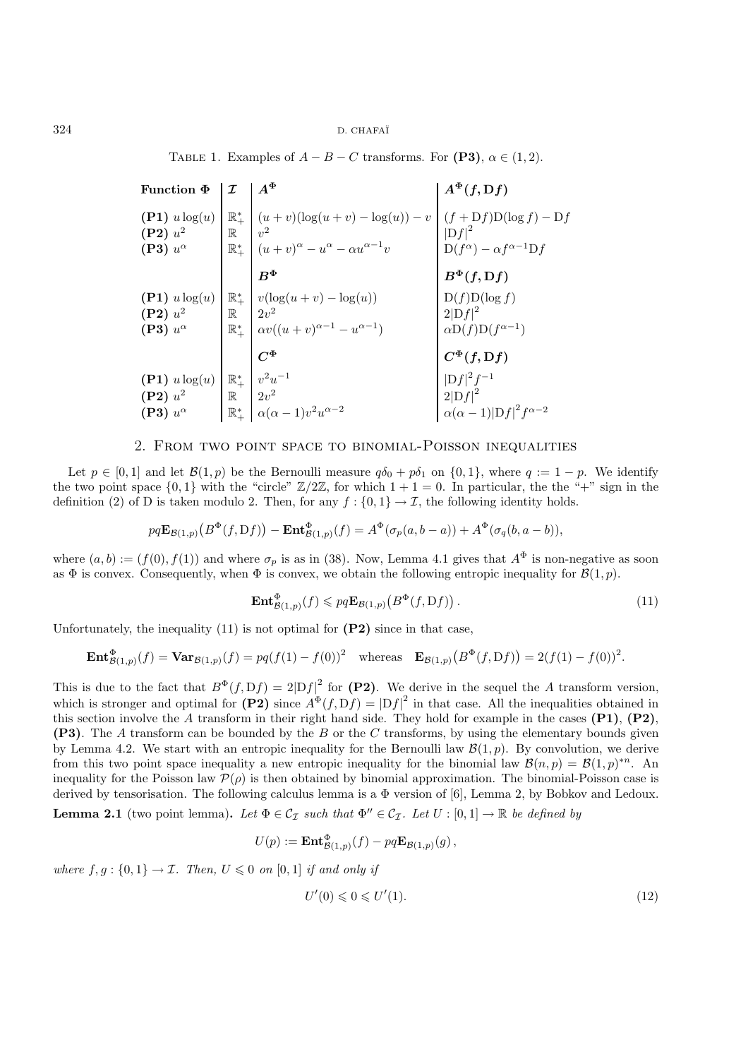TABLE 1. Examples of $A - B - C$ transforms. For **(P3)**, $\alpha \in (1,2)$.

| **Function $\Phi$** | $\mathcal{I}$ | $A^\Phi$ | $A^\Phi(f, \mathrm{D}f)$ |
|---|---|---|---|
| **(P1)** $u\log(u)$ | $\mathbb{R}_+^*$ | $(u+v)(\log(u+v)-\log(u))-v$ | $(f+\mathrm{D}f)\mathrm{D}(\log f)-\mathrm{D}f$ |
| **(P2)** $u^2$ | $\mathbb{R}$ | $v^2$ | $\lvert\mathrm{D}f\rvert^2$ |
| **(P3)** $u^\alpha$ | $\mathbb{R}_+^*$ | $(u+v)^\alpha - u^\alpha - \alpha u^{\alpha-1}v$ | $\mathrm{D}(f^\alpha) - \alpha f^{\alpha-1}\mathrm{D}f$ |
| | | $B^\Phi$ | $B^\Phi(f, \mathrm{D}f)$ |
| **(P1)** $u\log(u)$ | $\mathbb{R}_+^*$ | $v(\log(u+v)-\log(u))$ | $\mathrm{D}(f)\mathrm{D}(\log f)$ |
| **(P2)** $u^2$ | $\mathbb{R}$ | $2v^2$ | $2\lvert\mathrm{D}f\rvert^2$ |
| **(P3)** $u^\alpha$ | $\mathbb{R}_+^*$ | $\alpha v((u+v)^{\alpha-1}-u^{\alpha-1})$ | $\alpha\mathrm{D}(f)\mathrm{D}(f^{\alpha-1})$ |
| | | $C^\Phi$ | $C^\Phi(f, \mathrm{D}f)$ |
| **(P1)** $u\log(u)$ | $\mathbb{R}_+^*$ | $v^2u^{-1}$ | $\lvert\mathrm{D}f\rvert^2 f^{-1}$ |
| **(P2)** $u^2$ | $\mathbb{R}$ | $2v^2$ | $2\lvert\mathrm{D}f\rvert^2$ |
| **(P3)** $u^\alpha$ | $\mathbb{R}_+^*$ | $\alpha(\alpha-1)v^2u^{\alpha-2}$ | $\alpha(\alpha-1)\lvert\mathrm{D}f\rvert^2 f^{\alpha-2}$ |

## 2. From two point space to binomial-Poisson inequalities

Let $p \in [0,1]$ and let $\mathcal{B}(1,p)$ be the Bernoulli measure $q\delta_0 + p\delta_1$ on $\{0,1\}$, where $q := 1-p$. We identify the two point space $\{0,1\}$ with the "circle" $\mathbb{Z}/2\mathbb{Z}$, for which $1+1=0$. In particular, the the "+" sign in the definition (2) of D is taken modulo 2. Then, for any $f : \{0,1\} \to \mathcal{I}$, the following identity holds.

$$pq\mathbf{E}_{\mathcal{B}(1,p)}\big(B^\Phi(f,\mathrm{D}f)\big) - \mathbf{Ent}^\Phi_{\mathcal{B}(1,p)}(f) = A^\Phi(\sigma_p(a,b-a)) + A^\Phi(\sigma_q(b,a-b)),$$

where $(a,b) := (f(0), f(1))$ and where $\sigma_p$ is as in (38). Now, Lemma 4.1 gives that $A^\Phi$ is non-negative as soon as $\Phi$ is convex. Consequently, when $\Phi$ is convex, we obtain the following entropic inequality for $\mathcal{B}(1,p)$.

$$\mathbf{Ent}^\Phi_{\mathcal{B}(1,p)}(f) \leqslant pq\mathbf{E}_{\mathcal{B}(1,p)}\big(B^\Phi(f,\mathrm{D}f)\big)\,. \tag{11}$$

Unfortunately, the inequality (11) is not optimal for **(P2)** since in that case,

$$\mathbf{Ent}^\Phi_{\mathcal{B}(1,p)}(f) = \mathbf{Var}_{\mathcal{B}(1,p)}(f) = pq(f(1)-f(0))^2 \quad \text{whereas} \quad \mathbf{E}_{\mathcal{B}(1,p)}\big(B^\Phi(f,\mathrm{D}f)\big) = 2(f(1)-f(0))^2.$$

This is due to the fact that $B^\Phi(f,\mathrm{D}f) = 2|\mathrm{D}f|^2$ for **(P2)**. We derive in the sequel the $A$ transform version, which is stronger and optimal for **(P2)** since $A^\Phi(f,\mathrm{D}f) = |\mathrm{D}f|^2$ in that case. All the inequalities obtained in this section involve the $A$ transform in their right hand side. They hold for example in the cases **(P1)**, **(P2)**, **(P3)**. The $A$ transform can be bounded by the $B$ or the $C$ transforms, by using the elementary bounds given by Lemma 4.2. We start with an entropic inequality for the Bernoulli law $\mathcal{B}(1,p)$. By convolution, we derive from this two point space inequality a new entropic inequality for the binomial law $\mathcal{B}(n,p) = \mathcal{B}(1,p)^{*n}$. An inequality for the Poisson law $\mathcal{P}(\rho)$ is then obtained by binomial approximation. The binomial-Poisson case is derived by tensorisation. The following calculus lemma is a $\Phi$ version of [6], Lemma 2, by Bobkov and Ledoux.

**Lemma 2.1** (two point lemma)**.** *Let $\Phi \in \mathcal{C}_\mathcal{I}$ such that $\Phi'' \in \mathcal{C}_\mathcal{I}$. Let $U : [0,1] \to \mathbb{R}$ be defined by*

$$U(p) := \mathbf{Ent}^\Phi_{\mathcal{B}(1,p)}(f) - pq\mathbf{E}_{\mathcal{B}(1,p)}(g)\,,$$

*where $f, g : \{0,1\} \to \mathcal{I}$. Then, $U \leqslant 0$ on $[0,1]$ if and only if*

$$U'(0) \leqslant 0 \leqslant U'(1). \tag{12}$$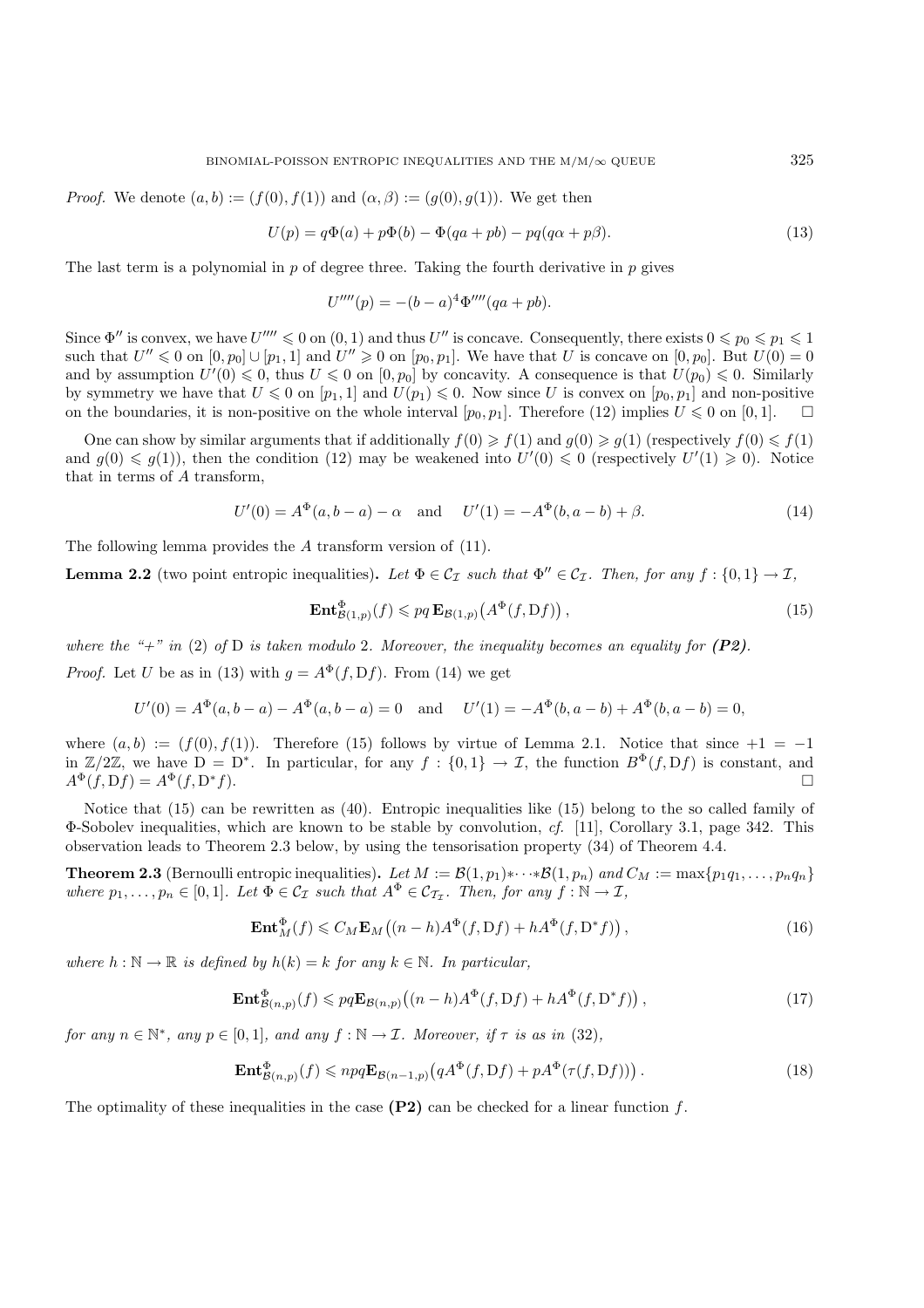*Proof.* We denote $(a,b) := (f(0), f(1))$ and $(\alpha, \beta) := (g(0), g(1))$. We get then

$$U(p) = q\Phi(a) + p\Phi(b) - \Phi(qa + pb) - pq(q\alpha + p\beta). \tag{13}$$

The last term is a polynomial in $p$ of degree three. Taking the fourth derivative in $p$ gives

$$U''''(p) = -(b-a)^4 \Phi''''(qa + pb).$$

Since $\Phi''$ is convex, we have $U'''' \leqslant 0$ on $(0,1)$ and thus $U''$ is concave. Consequently, there exists $0 \leqslant p_0 \leqslant p_1 \leqslant 1$ such that $U'' \leqslant 0$ on $[0, p_0] \cup [p_1, 1]$ and $U'' \geqslant 0$ on $[p_0, p_1]$. We have that $U$ is concave on $[0, p_0]$. But $U(0) = 0$ and by assumption $U'(0) \leqslant 0$, thus $U \leqslant 0$ on $[0, p_0]$ by concavity. A consequence is that $U(p_0) \leqslant 0$. Similarly by symmetry we have that $U \leqslant 0$ on $[p_1, 1]$ and $U(p_1) \leqslant 0$. Now since $U$ is convex on $[p_0, p_1]$ and non-positive on the boundaries, it is non-positive on the whole interval $[p_0, p_1]$. Therefore (12) implies $U \leqslant 0$ on $[0,1]$. □

One can show by similar arguments that if additionally $f(0) \geqslant f(1)$ and $g(0) \geqslant g(1)$ (respectively $f(0) \leqslant f(1)$ and $g(0) \leqslant g(1)$), then the condition (12) may be weakened into $U'(0) \leqslant 0$ (respectively $U'(1) \geqslant 0$). Notice that in terms of $A$ transform,

$$U'(0) = A^\Phi(a, b-a) - \alpha \quad \text{and} \quad U'(1) = -A^\Phi(b, a-b) + \beta. \tag{14}$$

The following lemma provides the $A$ transform version of (11).

**Lemma 2.2** (two point entropic inequalities)**.** *Let $\Phi \in \mathcal{C}_\mathcal{I}$ such that $\Phi'' \in \mathcal{C}_\mathcal{I}$. Then, for any $f : \{0,1\} \to \mathcal{I}$,*

$$\mathbf{Ent}^\Phi_{\mathcal{B}(1,p)}(f) \leqslant pq\, \mathbf{E}_{\mathcal{B}(1,p)}\big(A^\Phi(f, \mathrm{D}f)\big), \tag{15}$$

*where the "+" in (2) of* D *is taken modulo* 2*. Moreover, the inequality becomes an equality for **(P2)**.*

*Proof.* Let $U$ be as in (13) with $g = A^\Phi(f, \mathrm{D}f)$. From (14) we get

$$U'(0) = A^\Phi(a, b-a) - A^\Phi(a, b-a) = 0 \quad \text{and} \quad U'(1) = -A^\Phi(b, a-b) + A^\Phi(b, a-b) = 0,$$

where $(a,b) := (f(0), f(1))$. Therefore (15) follows by virtue of Lemma 2.1. Notice that since $+1 = -1$ in $\mathbb{Z}/2\mathbb{Z}$, we have $\mathrm{D} = \mathrm{D}^*$. In particular, for any $f : \{0,1\} \to \mathcal{I}$, the function $B^\Phi(f, \mathrm{D}f)$ is constant, and $A^\Phi(f, \mathrm{D}f) = A^\Phi(f, \mathrm{D}^* f)$. □

Notice that (15) can be rewritten as (40). Entropic inequalities like (15) belong to the so called family of $\Phi$-Sobolev inequalities, which are known to be stable by convolution, *cf.* [11], Corollary 3.1, page 342. This observation leads to Theorem 2.3 below, by using the tensorisation property (34) of Theorem 4.4.

**Theorem 2.3** (Bernoulli entropic inequalities)**.** *Let $M := \mathcal{B}(1,p_1) * \cdots * \mathcal{B}(1,p_n)$ and $C_M := \max\{p_1q_1, \ldots, p_nq_n\}$ where $p_1, \ldots, p_n \in [0,1]$. Let $\Phi \in \mathcal{C}_\mathcal{I}$ such that $A^\Phi \in \mathcal{C}_{\mathcal{T}_\mathcal{I}}$. Then, for any $f : \mathbb{N} \to \mathcal{I}$,*

$$\mathbf{Ent}^\Phi_M(f) \leqslant C_M \mathbf{E}_M\big((n-h)A^\Phi(f, \mathrm{D}f) + hA^\Phi(f, \mathrm{D}^* f)\big), \tag{16}$$

*where $h : \mathbb{N} \to \mathbb{R}$ is defined by $h(k) = k$ for any $k \in \mathbb{N}$. In particular,*

$$\mathbf{Ent}^\Phi_{\mathcal{B}(n,p)}(f) \leqslant pq\mathbf{E}_{\mathcal{B}(n,p)}\big((n-h)A^\Phi(f, \mathrm{D}f) + hA^\Phi(f, \mathrm{D}^* f)\big), \tag{17}$$

*for any $n \in \mathbb{N}^*$, any $p \in [0,1]$, and any $f : \mathbb{N} \to \mathcal{I}$. Moreover, if $\tau$ is as in* (32),

$$\mathbf{Ent}^\Phi_{\mathcal{B}(n,p)}(f) \leqslant npq\mathbf{E}_{\mathcal{B}(n-1,p)}\big(qA^\Phi(f, \mathrm{D}f) + pA^\Phi(\tau(f, \mathrm{D}f))\big). \tag{18}$$

The optimality of these inequalities in the case **(P2)** can be checked for a linear function $f$.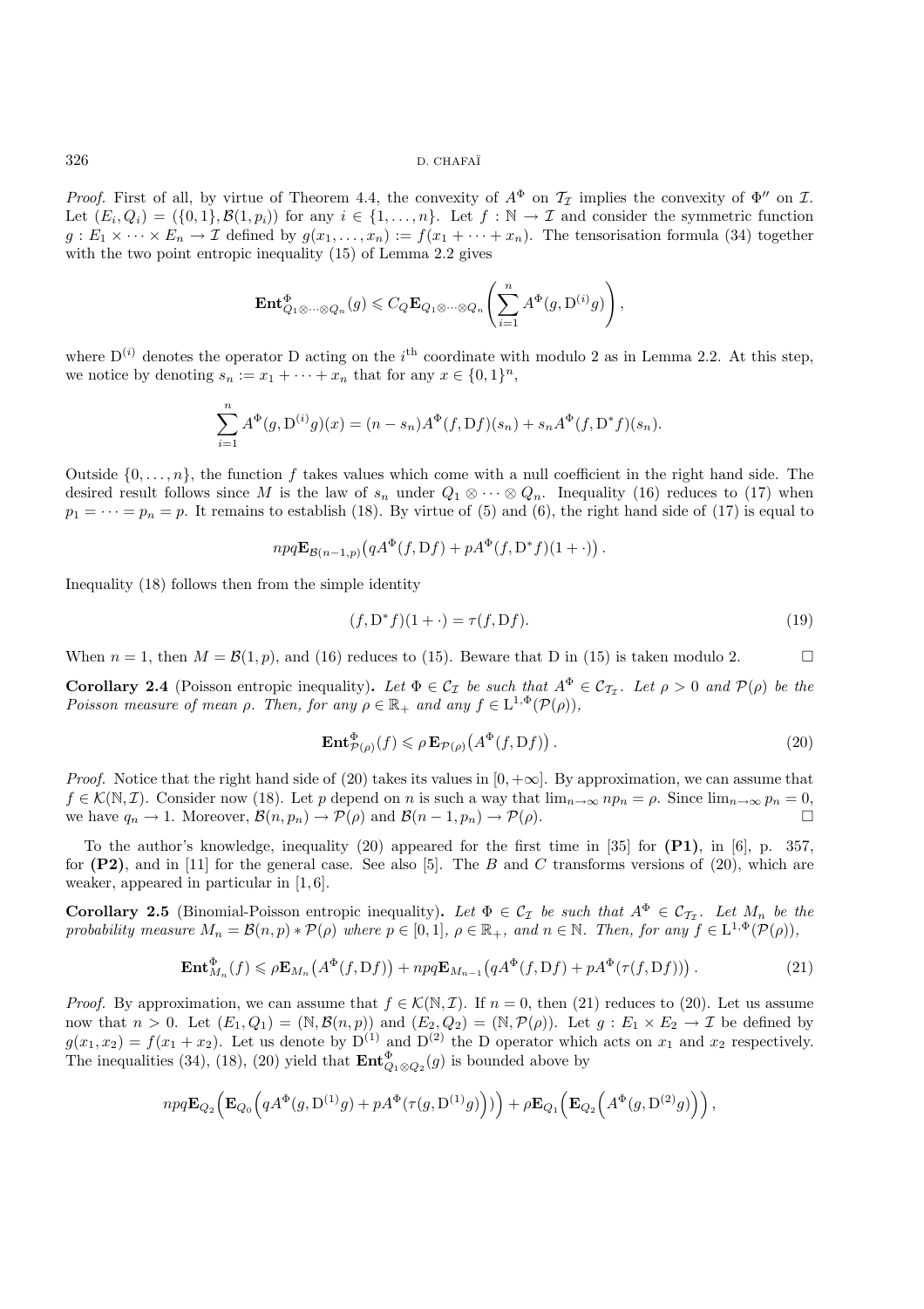*Proof.* First of all, by virtue of Theorem 4.4, the convexity of $A^\Phi$ on $\mathcal{T}_\mathcal{I}$ implies the convexity of $\Phi''$ on $\mathcal{I}$. Let $(E_i, Q_i) = (\{0,1\}, \mathcal{B}(1,p_i))$ for any $i \in \{1,\ldots,n\}$. Let $f : \mathbb{N} \to \mathcal{I}$ and consider the symmetric function $g : E_1 \times \cdots \times E_n \to \mathcal{I}$ defined by $g(x_1,\ldots,x_n) := f(x_1 + \cdots + x_n)$. The tensorisation formula (34) together with the two point entropic inequality (15) of Lemma 2.2 gives

$$\mathbf{Ent}^\Phi_{Q_1\otimes\cdots\otimes Q_n}(g) \leqslant C_Q \mathbf{E}_{Q_1\otimes\cdots\otimes Q_n}\left(\sum_{i=1}^n A^\Phi(g, \mathrm{D}^{(i)} g)\right),$$

where $\mathrm{D}^{(i)}$ denotes the operator D acting on the $i^{\text{th}}$ coordinate with modulo 2 as in Lemma 2.2. At this step, we notice by denoting $s_n := x_1 + \cdots + x_n$ that for any $x \in \{0,1\}^n$,

$$\sum_{i=1}^n A^\Phi(g, \mathrm{D}^{(i)} g)(x) = (n - s_n) A^\Phi(f, \mathrm{D}f)(s_n) + s_n A^\Phi(f, \mathrm{D}^* f)(s_n).$$

Outside $\{0,\ldots,n\}$, the function $f$ takes values which come with a null coefficient in the right hand side. The desired result follows since $M$ is the law of $s_n$ under $Q_1 \otimes \cdots \otimes Q_n$. Inequality (16) reduces to (17) when $p_1 = \cdots = p_n = p$. It remains to establish (18). By virtue of (5) and (6), the right hand side of (17) is equal to

$$npq\mathbf{E}_{\mathcal{B}(n-1,p)}\big(qA^\Phi(f, \mathrm{D}f) + pA^\Phi(f, \mathrm{D}^* f)(1+\cdot)\big).$$

Inequality (18) follows then from the simple identity

$$(f, \mathrm{D}^* f)(1+\cdot) = \tau(f, \mathrm{D}f). \tag{19}$$

When $n = 1$, then $M = \mathcal{B}(1,p)$, and (16) reduces to (15). Beware that D in (15) is taken modulo 2. $\square$

**Corollary 2.4** (Poisson entropic inequality)**.** *Let $\Phi \in \mathcal{C}_\mathcal{I}$ be such that $A^\Phi \in \mathcal{C}_{\mathcal{T}_\mathcal{I}}$. Let $\rho > 0$ and $\mathcal{P}(\rho)$ be the Poisson measure of mean $\rho$. Then, for any $\rho \in \mathbb{R}_+$ and any $f \in \mathrm{L}^{1,\Phi}(\mathcal{P}(\rho))$,*

$$\mathbf{Ent}^\Phi_{\mathcal{P}(\rho)}(f) \leqslant \rho\, \mathbf{E}_{\mathcal{P}(\rho)}\big(A^\Phi(f, \mathrm{D}f)\big). \tag{20}$$

*Proof.* Notice that the right hand side of (20) takes its values in $[0,+\infty]$. By approximation, we can assume that $f \in \mathcal{K}(\mathbb{N}, \mathcal{I})$. Consider now (18). Let $p$ depend on $n$ is such a way that $\lim_{n\to\infty} np_n = \rho$. Since $\lim_{n\to\infty} p_n = 0$, we have $q_n \to 1$. Moreover, $\mathcal{B}(n,p_n) \to \mathcal{P}(\rho)$ and $\mathcal{B}(n-1,p_n) \to \mathcal{P}(\rho)$. $\square$

To the author's knowledge, inequality (20) appeared for the first time in [35] for **(P1)**, in [6], p. 357, for **(P2)**, and in [11] for the general case. See also [5]. The $B$ and $C$ transforms versions of (20), which are weaker, appeared in particular in [1,6].

**Corollary 2.5** (Binomial-Poisson entropic inequality)**.** *Let $\Phi \in \mathcal{C}_\mathcal{I}$ be such that $A^\Phi \in \mathcal{C}_{\mathcal{T}_\mathcal{I}}$. Let $M_n$ be the probability measure $M_n = \mathcal{B}(n,p) * \mathcal{P}(\rho)$ where $p \in [0,1]$, $\rho \in \mathbb{R}_+$, and $n \in \mathbb{N}$. Then, for any $f \in \mathrm{L}^{1,\Phi}(\mathcal{P}(\rho))$,*

$$\mathbf{Ent}^\Phi_{M_n}(f) \leqslant \rho \mathbf{E}_{M_n}\big(A^\Phi(f, \mathrm{D}f)\big) + npq\mathbf{E}_{M_{n-1}}\big(qA^\Phi(f, \mathrm{D}f) + pA^\Phi(\tau(f, \mathrm{D}f))\big). \tag{21}$$

*Proof.* By approximation, we can assume that $f \in \mathcal{K}(\mathbb{N}, \mathcal{I})$. If $n = 0$, then (21) reduces to (20). Let us assume now that $n > 0$. Let $(E_1, Q_1) = (\mathbb{N}, \mathcal{B}(n,p))$ and $(E_2, Q_2) = (\mathbb{N}, \mathcal{P}(\rho))$. Let $g : E_1 \times E_2 \to \mathcal{I}$ be defined by $g(x_1,x_2) = f(x_1 + x_2)$. Let us denote by $\mathrm{D}^{(1)}$ and $\mathrm{D}^{(2)}$ the D operator which acts on $x_1$ and $x_2$ respectively. The inequalities (34), (18), (20) yield that $\mathbf{Ent}^\Phi_{Q_1\otimes Q_2}(g)$ is bounded above by

$$npq\mathbf{E}_{Q_2}\Big(\mathbf{E}_{Q_0}\Big(qA^\Phi(g, \mathrm{D}^{(1)} g) + pA^\Phi(\tau(g, \mathrm{D}^{(1)} g)\Big)\Big) + \rho\mathbf{E}_{Q_1}\Big(\mathbf{E}_{Q_2}\Big(A^\Phi(g, \mathrm{D}^{(2)} g)\Big)\Big),$$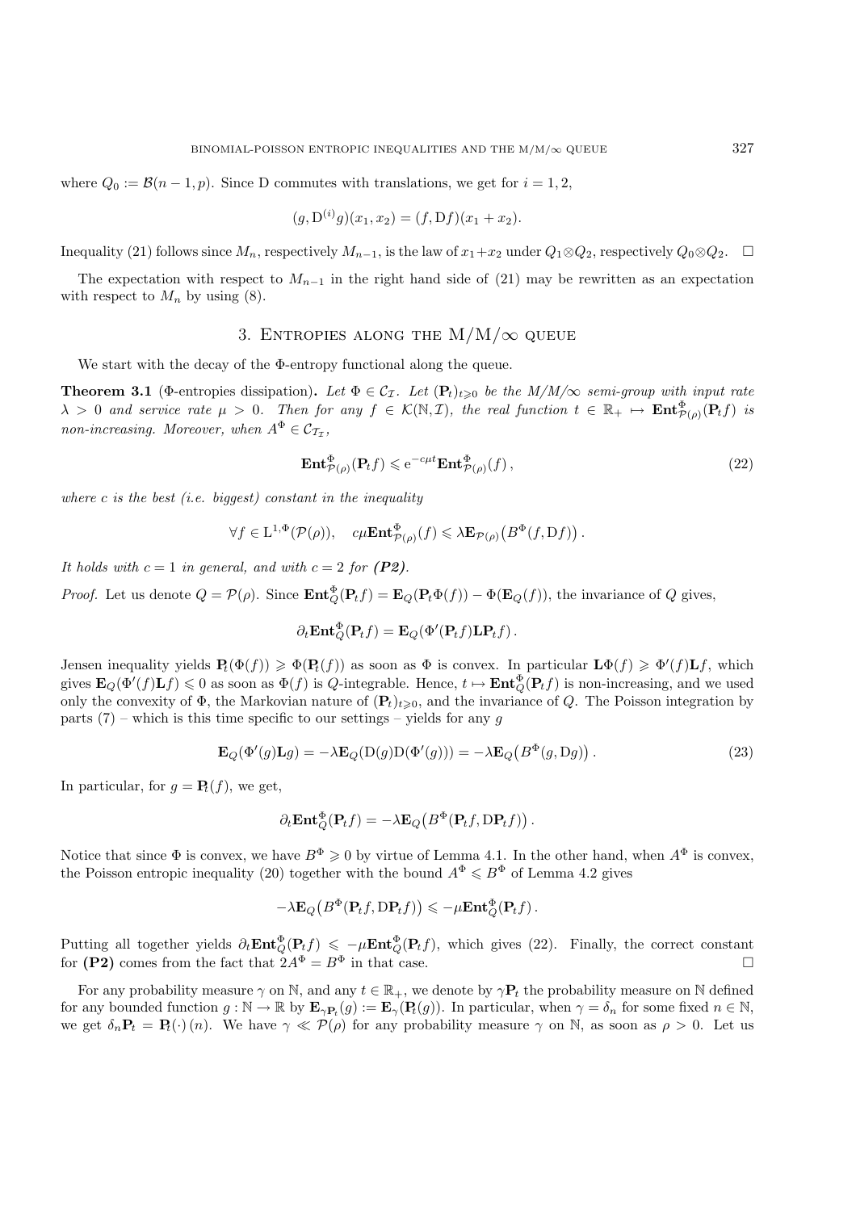where $Q_0 := \mathcal{B}(n-1,p)$. Since D commutes with translations, we get for $i = 1, 2$,

$$(g, \mathrm{D}^{(i)} g)(x_1, x_2) = (f, \mathrm{D} f)(x_1 + x_2).$$

Inequality (21) follows since $M_n$, respectively $M_{n-1}$, is the law of $x_1 + x_2$ under $Q_1 \otimes Q_2$, respectively $Q_0 \otimes Q_2$. $\square$

The expectation with respect to $M_{n-1}$ in the right hand side of (21) may be rewritten as an expectation with respect to $M_n$ by using (8).

## 3. Entropies along the M/M/$\infty$ queue

We start with the decay of the $\Phi$-entropy functional along the queue.

**Theorem 3.1** ($\Phi$-entropies dissipation). *Let $\Phi \in \mathcal{C}_{\mathcal{I}}$. Let $(\mathbf{P}_t)_{t \geqslant 0}$ be the M/M/$\infty$ semi-group with input rate $\lambda > 0$ and service rate $\mu > 0$. Then for any $f \in \mathcal{K}(\mathbb{N}, \mathcal{I})$, the real function $t \in \mathbb{R}_+ \mapsto \mathbf{Ent}^{\Phi}_{\mathcal{P}(\rho)}(\mathbf{P}_t f)$ is non-increasing. Moreover, when $A^{\Phi} \in \mathcal{C}_{\mathcal{T}_{\mathcal{I}}}$,*

$$\mathbf{Ent}^{\Phi}_{\mathcal{P}(\rho)}(\mathbf{P}_t f) \leqslant \mathrm{e}^{-c\mu t} \mathbf{Ent}^{\Phi}_{\mathcal{P}(\rho)}(f), \tag{22}$$

*where $c$ is the best (i.e. biggest) constant in the inequality*

$$\forall f \in \mathrm{L}^{1,\Phi}(\mathcal{P}(\rho)), \quad c\mu \mathbf{Ent}^{\Phi}_{\mathcal{P}(\rho)}(f) \leqslant \lambda \mathbf{E}_{\mathcal{P}(\rho)}\big(B^{\Phi}(f, \mathrm{D}f)\big).$$

*It holds with $c = 1$ in general, and with $c = 2$ for **(P2)**.*

*Proof.* Let us denote $Q = \mathcal{P}(\rho)$. Since $\mathbf{Ent}^{\Phi}_Q(\mathbf{P}_t f) = \mathbf{E}_Q(\mathbf{P}_t \Phi(f)) - \Phi(\mathbf{E}_Q(f))$, the invariance of $Q$ gives,

$$\partial_t \mathbf{Ent}^{\Phi}_Q(\mathbf{P}_t f) = \mathbf{E}_Q(\Phi'(\mathbf{P}_t f) \mathbf{L} \mathbf{P}_t f).$$

Jensen inequality yields $\mathbf{P}_t(\Phi(f)) \geqslant \Phi(\mathbf{P}_t(f))$ as soon as $\Phi$ is convex. In particular $\mathbf{L}\Phi(f) \geqslant \Phi'(f)\mathbf{L}f$, which gives $\mathbf{E}_Q(\Phi'(f)\mathbf{L}f) \leqslant 0$ as soon as $\Phi(f)$ is $Q$-integrable. Hence, $t \mapsto \mathbf{Ent}^{\Phi}_Q(\mathbf{P}_t f)$ is non-increasing, and we used only the convexity of $\Phi$, the Markovian nature of $(\mathbf{P}_t)_{t \geqslant 0}$, and the invariance of $Q$. The Poisson integration by parts (7) – which is this time specific to our settings – yields for any $g$

$$\mathbf{E}_Q(\Phi'(g)\mathbf{L}g) = -\lambda \mathbf{E}_Q(\mathrm{D}(g)\mathrm{D}(\Phi'(g))) = -\lambda \mathbf{E}_Q\big(B^{\Phi}(g, \mathrm{D}g)\big). \tag{23}$$

In particular, for $g = \mathbf{P}_t(f)$, we get,

$$\partial_t \mathbf{Ent}^{\Phi}_Q(\mathbf{P}_t f) = -\lambda \mathbf{E}_Q\big(B^{\Phi}(\mathbf{P}_t f, \mathrm{D}\mathbf{P}_t f)\big).$$

Notice that since $\Phi$ is convex, we have $B^{\Phi} \geqslant 0$ by virtue of Lemma 4.1. In the other hand, when $A^{\Phi}$ is convex, the Poisson entropic inequality (20) together with the bound $A^{\Phi} \leqslant B^{\Phi}$ of Lemma 4.2 gives

$$-\lambda \mathbf{E}_Q\big(B^{\Phi}(\mathbf{P}_t f, \mathrm{D}\mathbf{P}_t f)\big) \leqslant -\mu \mathbf{Ent}^{\Phi}_Q(\mathbf{P}_t f).$$

Putting all together yields $\partial_t \mathbf{Ent}^{\Phi}_Q(\mathbf{P}_t f) \leqslant -\mu \mathbf{Ent}^{\Phi}_Q(\mathbf{P}_t f)$, which gives (22). Finally, the correct constant for **(P2)** comes from the fact that $2A^{\Phi} = B^{\Phi}$ in that case. $\square$

For any probability measure $\gamma$ on $\mathbb{N}$, and any $t \in \mathbb{R}_+$, we denote by $\gamma \mathbf{P}_t$ the probability measure on $\mathbb{N}$ defined for any bounded function $g : \mathbb{N} \to \mathbb{R}$ by $\mathbf{E}_{\gamma \mathbf{P}_t}(g) := \mathbf{E}_{\gamma}(\mathbf{P}_t(g))$. In particular, when $\gamma = \delta_n$ for some fixed $n \in \mathbb{N}$, we get $\delta_n \mathbf{P}_t = \mathbf{P}_t(\cdot)(n)$. We have $\gamma \ll \mathcal{P}(\rho)$ for any probability measure $\gamma$ on $\mathbb{N}$, as soon as $\rho > 0$. Let us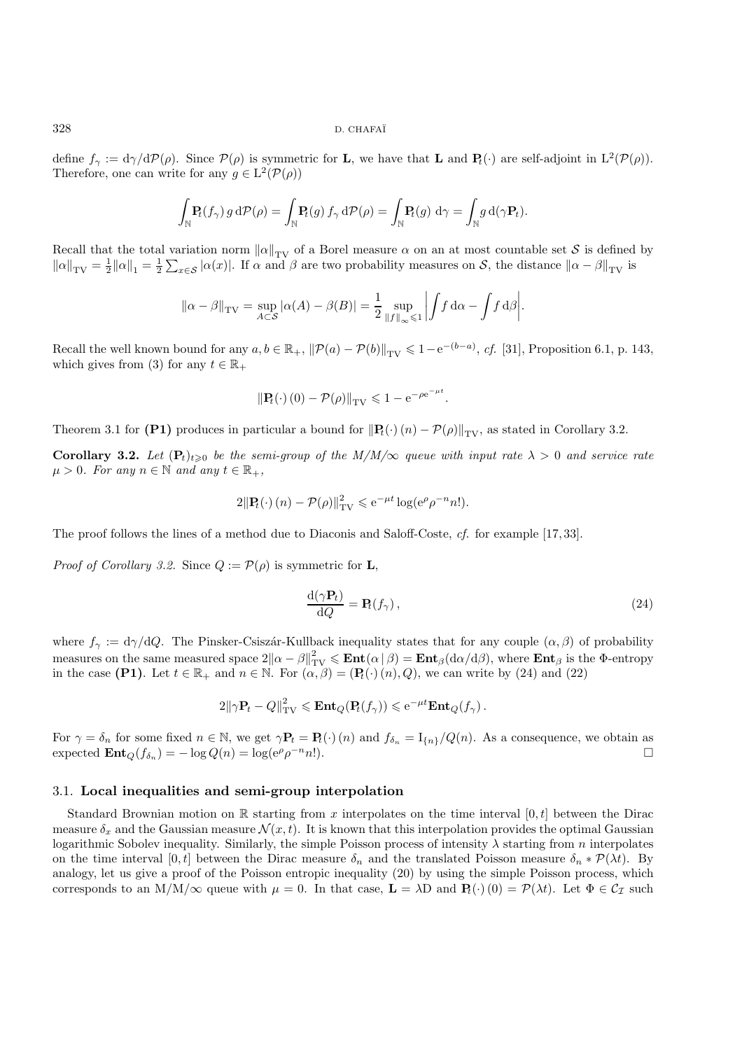define $f_\gamma := \mathrm{d}\gamma/\mathrm{d}\mathcal{P}(\rho)$. Since $\mathcal{P}(\rho)$ is symmetric for $\mathbf{L}$, we have that $\mathbf{L}$ and $\mathbf{P}_t(\cdot)$ are self-adjoint in $\mathrm{L}^2(\mathcal{P}(\rho))$. Therefore, one can write for any $g \in \mathrm{L}^2(\mathcal{P}(\rho))$

$$\int_{\mathbb{N}} \mathbf{P}_t(f_\gamma)\, g \,\mathrm{d}\mathcal{P}(\rho) = \int_{\mathbb{N}} \mathbf{P}_t(g)\, f_\gamma \,\mathrm{d}\mathcal{P}(\rho) = \int_{\mathbb{N}} \mathbf{P}_t(g)\ \mathrm{d}\gamma = \int_{\mathbb{N}} g \,\mathrm{d}(\gamma \mathbf{P}_t).$$

Recall that the total variation norm $\|\alpha\|_{\mathrm{TV}}$ of a Borel measure $\alpha$ on an at most countable set $\mathcal{S}$ is defined by $\|\alpha\|_{\mathrm{TV}} = \frac{1}{2}\|\alpha\|_1 = \frac{1}{2}\sum_{x\in\mathcal{S}} |\alpha(x)|$. If $\alpha$ and $\beta$ are two probability measures on $\mathcal{S}$, the distance $\|\alpha - \beta\|_{\mathrm{TV}}$ is

$$\|\alpha - \beta\|_{\mathrm{TV}} = \sup_{A\subset\mathcal{S}} |\alpha(A) - \beta(B)| = \frac{1}{2}\sup_{\|f\|_\infty \leqslant 1} \left| \int f \,\mathrm{d}\alpha - \int f \,\mathrm{d}\beta \right|.$$

Recall the well known bound for any $a, b \in \mathbb{R}_+$, $\|\mathcal{P}(a) - \mathcal{P}(b)\|_{\mathrm{TV}} \leqslant 1 - \mathrm{e}^{-(b-a)}$, *cf.* [31], Proposition 6.1, p. 143, which gives from (3) for any $t \in \mathbb{R}_+$

$$\|\mathbf{P}_t(\cdot)\,(0) - \mathcal{P}(\rho)\|_{\mathrm{TV}} \leqslant 1 - \mathrm{e}^{-\rho \mathrm{e}^{-\mu t}}.$$

Theorem 3.1 for **(P1)** produces in particular a bound for $\|\mathbf{P}_t(\cdot)\,(n) - \mathcal{P}(\rho)\|_{\mathrm{TV}}$, as stated in Corollary 3.2.

**Corollary 3.2.** *Let $(\mathbf{P}_t)_{t\geqslant 0}$ be the semi-group of the M/M/$\infty$ queue with input rate $\lambda > 0$ and service rate $\mu > 0$. For any $n \in \mathbb{N}$ and any $t \in \mathbb{R}_+$,*

$$2\|\mathbf{P}_t(\cdot)\,(n) - \mathcal{P}(\rho)\|_{\mathrm{TV}}^2 \leqslant \mathrm{e}^{-\mu t} \log(\mathrm{e}^{\rho}\rho^{-n} n!).$$

The proof follows the lines of a method due to Diaconis and Saloff-Coste, *cf.* for example [17, 33].

*Proof of Corollary 3.2.* Since $Q := \mathcal{P}(\rho)$ is symmetric for $\mathbf{L}$,

$$\frac{\mathrm{d}(\gamma \mathbf{P}_t)}{\mathrm{d}Q} = \mathbf{P}_t(f_\gamma)\,, \tag{24}$$

where $f_\gamma := \mathrm{d}\gamma/\mathrm{d}Q$. The Pinsker-Csiszár-Kullback inequality states that for any couple $(\alpha, \beta)$ of probability measures on the same measured space $2\|\alpha - \beta\|_{\mathrm{TV}}^2 \leqslant \mathbf{Ent}(\alpha\,|\,\beta) = \mathbf{Ent}_\beta(\mathrm{d}\alpha/\mathrm{d}\beta)$, where $\mathbf{Ent}_\beta$ is the $\Phi$-entropy in the case **(P1)**. Let $t \in \mathbb{R}_+$ and $n \in \mathbb{N}$. For $(\alpha, \beta) = (\mathbf{P}_t(\cdot)\,(n), Q)$, we can write by (24) and (22)

$$2\|\gamma \mathbf{P}_t - Q\|_{\mathrm{TV}}^2 \leqslant \mathbf{Ent}_Q(\mathbf{P}_t(f_\gamma)) \leqslant \mathrm{e}^{-\mu t}\mathbf{Ent}_Q(f_\gamma)\,.$$

For $\gamma = \delta_n$ for some fixed $n \in \mathbb{N}$, we get $\gamma \mathbf{P}_t = \mathbf{P}_t(\cdot)\,(n)$ and $f_{\delta_n} = \mathrm{I}_{\{n\}}/Q(n)$. As a consequence, we obtain as expected $\mathbf{Ent}_Q(f_{\delta_n}) = -\log Q(n) = \log(\mathrm{e}^{\rho}\rho^{-n} n!)$. $\square$

### 3.1. Local inequalities and semi-group interpolation

Standard Brownian motion on $\mathbb{R}$ starting from $x$ interpolates on the time interval $[0, t]$ between the Dirac measure $\delta_x$ and the Gaussian measure $\mathcal{N}(x, t)$. It is known that this interpolation provides the optimal Gaussian logarithmic Sobolev inequality. Similarly, the simple Poisson process of intensity $\lambda$ starting from $n$ interpolates on the time interval $[0, t]$ between the Dirac measure $\delta_n$ and the translated Poisson measure $\delta_n * \mathcal{P}(\lambda t)$. By analogy, let us give a proof of the Poisson entropic inequality (20) by using the simple Poisson process, which corresponds to an M/M/$\infty$ queue with $\mu = 0$. In that case, $\mathbf{L} = \lambda \mathrm{D}$ and $\mathbf{P}_t(\cdot)\,(0) = \mathcal{P}(\lambda t)$. Let $\Phi \in \mathcal{C}_{\mathcal{I}}$ such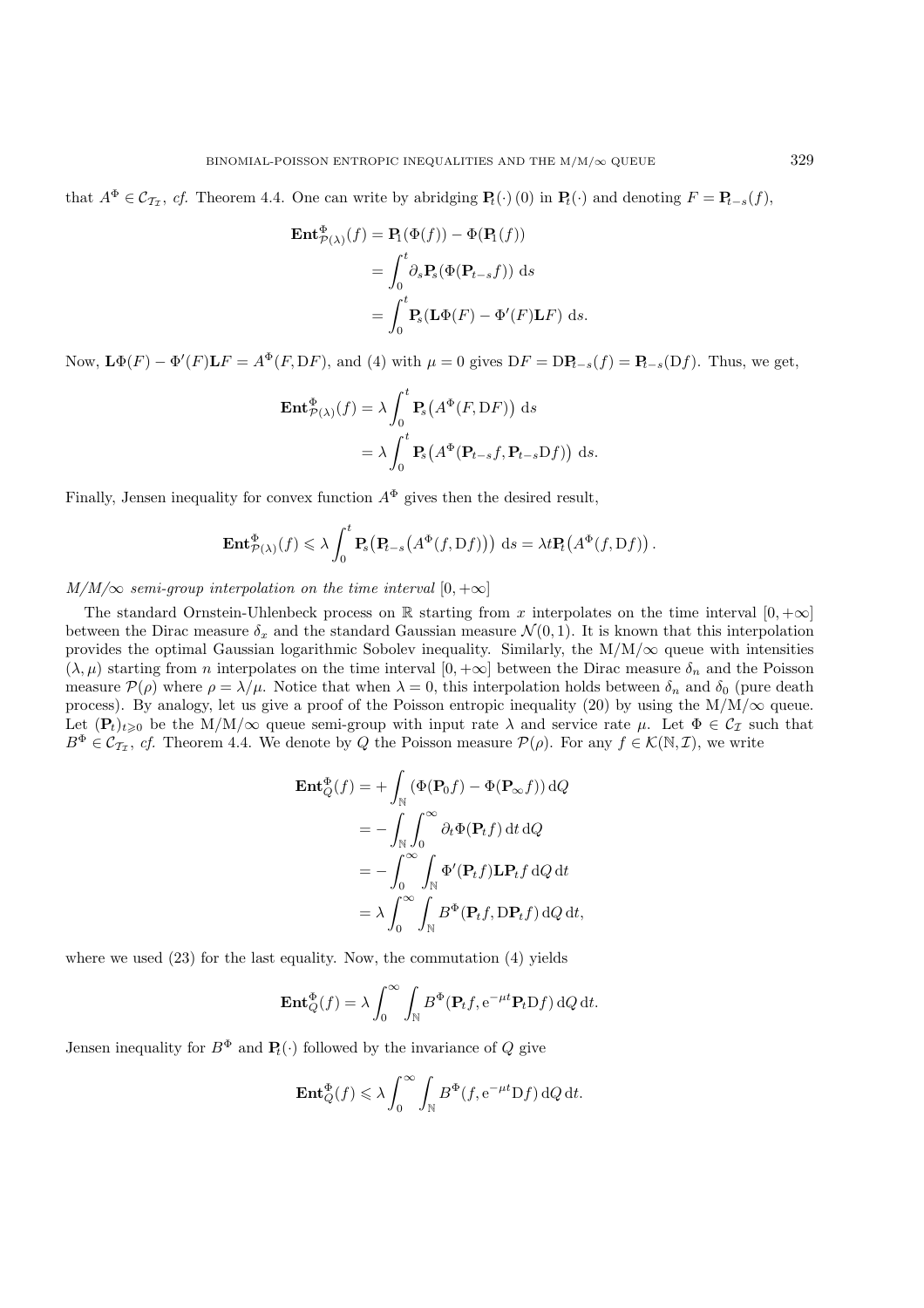that $A^\Phi \in \mathcal{C}_{\mathcal{T}_\mathcal{I}}$, *cf.* Theorem 4.4. One can write by abridging $\mathbf{P}_t(\cdot)(0)$ in $\mathbf{P}_t(\cdot)$ and denoting $F = \mathbf{P}_{t-s}(f)$,

$$
\begin{aligned}
\mathbf{Ent}^\Phi_{\mathcal{P}(\lambda)}(f) &= \mathbf{P}_t(\Phi(f)) - \Phi(\mathbf{P}_t(f)) \\
&= \int_0^t \partial_s \mathbf{P}_s(\Phi(\mathbf{P}_{t-s}f))\ \mathrm{d}s \\
&= \int_0^t \mathbf{P}_s(\mathbf{L}\Phi(F) - \Phi'(F)\mathbf{L}F)\ \mathrm{d}s.
\end{aligned}
$$

Now, $\mathbf{L}\Phi(F) - \Phi'(F)\mathbf{L}F = A^\Phi(F, \mathrm{D}F)$, and (4) with $\mu = 0$ gives $\mathrm{D}F = \mathrm{D}\mathbf{P}_{t-s}(f) = \mathbf{P}_{t-s}(\mathrm{D}f)$. Thus, we get,

$$
\begin{aligned}
\mathbf{Ent}^\Phi_{\mathcal{P}(\lambda)}(f) &= \lambda \int_0^t \mathbf{P}_s\big(A^\Phi(F, \mathrm{D}F)\big)\ \mathrm{d}s \\
&= \lambda \int_0^t \mathbf{P}_s\big(A^\Phi(\mathbf{P}_{t-s}f, \mathbf{P}_{t-s}\mathrm{D}f)\big)\ \mathrm{d}s.
\end{aligned}
$$

Finally, Jensen inequality for convex function $A^\Phi$ gives then the desired result,

$$
\mathbf{Ent}^\Phi_{\mathcal{P}(\lambda)}(f) \leqslant \lambda \int_0^t \mathbf{P}_s\big(\mathbf{P}_{t-s}\big(A^\Phi(f, \mathrm{D}f)\big)\big)\ \mathrm{d}s = \lambda t \mathbf{P}_t\big(A^\Phi(f, \mathrm{D}f)\big).
$$

*M/M/∞ semi-group interpolation on the time interval* $[0, +\infty]$

The standard Ornstein-Uhlenbeck process on $\mathbb{R}$ starting from $x$ interpolates on the time interval $[0, +\infty]$ between the Dirac measure $\delta_x$ and the standard Gaussian measure $\mathcal{N}(0,1)$. It is known that this interpolation provides the optimal Gaussian logarithmic Sobolev inequality. Similarly, the M/M/∞ queue with intensities $(\lambda, \mu)$ starting from $n$ interpolates on the time interval $[0, +\infty]$ between the Dirac measure $\delta_n$ and the Poisson measure $\mathcal{P}(\rho)$ where $\rho = \lambda/\mu$. Notice that when $\lambda = 0$, this interpolation holds between $\delta_n$ and $\delta_0$ (pure death process). By analogy, let us give a proof of the Poisson entropic inequality (20) by using the M/M/∞ queue. Let $(\mathbf{P}_t)_{t \geqslant 0}$ be the M/M/∞ queue semi-group with input rate $\lambda$ and service rate $\mu$. Let $\Phi \in \mathcal{C}_\mathcal{I}$ such that $B^\Phi \in \mathcal{C}_{\mathcal{T}_\mathcal{I}}$, *cf.* Theorem 4.4. We denote by $Q$ the Poisson measure $\mathcal{P}(\rho)$. For any $f \in \mathcal{K}(\mathbb{N}, \mathcal{I})$, we write

$$
\begin{aligned}
\mathbf{Ent}^\Phi_Q(f) &= + \int_\mathbb{N} (\Phi(\mathbf{P}_0 f) - \Phi(\mathbf{P}_\infty f))\,\mathrm{d}Q \\
&= - \int_\mathbb{N} \int_0^\infty \partial_t \Phi(\mathbf{P}_t f)\,\mathrm{d}t\,\mathrm{d}Q \\
&= - \int_0^\infty \int_\mathbb{N} \Phi'(\mathbf{P}_t f)\mathbf{L}\mathbf{P}_t f\,\mathrm{d}Q\,\mathrm{d}t \\
&= \lambda \int_0^\infty \int_\mathbb{N} B^\Phi(\mathbf{P}_t f, \mathrm{D}\mathbf{P}_t f)\,\mathrm{d}Q\,\mathrm{d}t,
\end{aligned}
$$

where we used (23) for the last equality. Now, the commutation (4) yields

$$
\mathbf{Ent}^\Phi_Q(f) = \lambda \int_0^\infty \int_\mathbb{N} B^\Phi(\mathbf{P}_t f, \mathrm{e}^{-\mu t}\mathbf{P}_t \mathrm{D}f)\,\mathrm{d}Q\,\mathrm{d}t.
$$

Jensen inequality for $B^\Phi$ and $\mathbf{P}_t(\cdot)$ followed by the invariance of $Q$ give

$$
\mathbf{Ent}^\Phi_Q(f) \leqslant \lambda \int_0^\infty \int_\mathbb{N} B^\Phi(f, \mathrm{e}^{-\mu t}\mathrm{D}f)\,\mathrm{d}Q\,\mathrm{d}t.
$$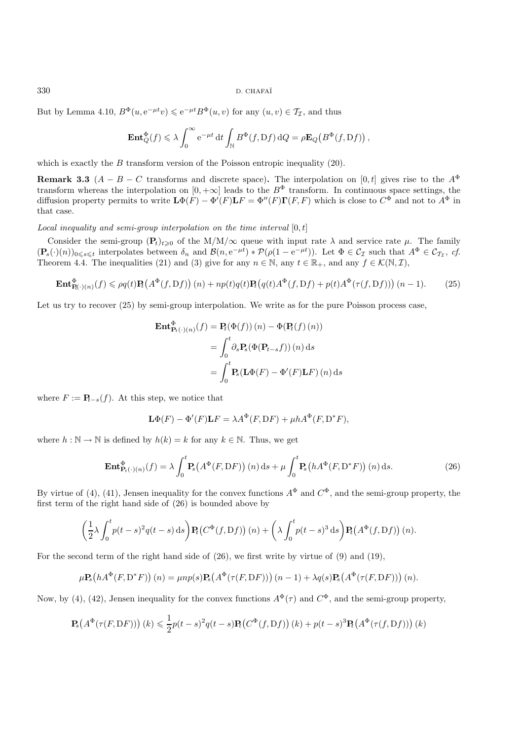But by Lemma 4.10, $B^\Phi(u, \mathrm{e}^{-\mu t} v) \leqslant \mathrm{e}^{-\mu t} B^\Phi(u,v)$ for any $(u,v) \in \mathcal{T}_\mathcal{I}$, and thus

$$\mathbf{Ent}_Q^\Phi(f) \leqslant \lambda \int_0^\infty \mathrm{e}^{-\mu t}\,\mathrm{d}t \int_{\mathbb{N}} B^\Phi(f, \mathrm{D}f)\,\mathrm{d}Q = \rho \mathbf{E}_Q\big(B^\Phi(f, \mathrm{D}f)\big),$$

which is exactly the $B$ transform version of the Poisson entropic inequality (20).

**Remark 3.3** ($A - B - C$ **transforms and discrete space**)**.** The interpolation on $[0,t]$ gives rise to the $A^\Phi$ transform whereas the interpolation on $[0,+\infty]$ leads to the $B^\Phi$ transform. In continuous space settings, the diffusion property permits to write $\mathbf{L}\Phi(F) - \Phi'(F)\mathbf{L}F = \Phi''(F)\mathbf{\Gamma}(F,F)$ which is close to $C^\Phi$ and not to $A^\Phi$ in that case.

*Local inequality and semi-group interpolation on the time interval* $[0,t]$

Consider the semi-group $(\mathbf{P}_t)_{t\geqslant 0}$ of the M/M/$\infty$ queue with input rate $\lambda$ and service rate $\mu$. The family $(\mathbf{P}_s(\cdot)(n))_{0\leqslant s\leqslant t}$ interpolates between $\delta_n$ and $\mathcal{B}(n, \mathrm{e}^{-\mu t}) * \mathcal{P}(\rho(1-\mathrm{e}^{-\mu t}))$. Let $\Phi \in \mathcal{C}_\mathcal{I}$ such that $A^\Phi \in \mathcal{C}_{\mathcal{T}_\mathcal{I}}$, *cf.* Theorem 4.4. The inequalities (21) and (3) give for any $n \in \mathbb{N}$, any $t \in \mathbb{R}_+$, and any $f \in \mathcal{K}(\mathbb{N}, \mathcal{I})$,

$$\mathbf{Ent}^\Phi_{\mathbf{P}_t(\cdot)(n)}(f) \leqslant \rho q(t) \mathbf{P}_t\big(A^\Phi(f, \mathrm{D}f)\big)(n) + np(t)q(t)\mathbf{P}_t\big(q(t)A^\Phi(f,\mathrm{D}f) + p(t)A^\Phi(\tau(f,\mathrm{D}f))\big)(n-1). \tag{25}$$

Let us try to recover (25) by semi-group interpolation. We write as for the pure Poisson process case,

$$\begin{aligned}
\mathbf{Ent}^\Phi_{\mathbf{P}_t(\cdot)(n)}(f) &= \mathbf{P}_t(\Phi(f))(n) - \Phi(\mathbf{P}_t(f)(n)) \\
&= \int_0^t \partial_s \mathbf{P}_s(\Phi(\mathbf{P}_{t-s} f))(n)\,\mathrm{d}s \\
&= \int_0^t \mathbf{P}_s(\mathbf{L}\Phi(F) - \Phi'(F)\mathbf{L}F)(n)\,\mathrm{d}s
\end{aligned}$$

where $F := \mathbf{P}_{t-s}(f)$. At this step, we notice that

$$\mathbf{L}\Phi(F) - \Phi'(F)\mathbf{L}F = \lambda A^\Phi(F, \mathrm{D}F) + \mu h A^\Phi(F, \mathrm{D}^* F),$$

where $h : \mathbb{N} \to \mathbb{N}$ is defined by $h(k) = k$ for any $k \in \mathbb{N}$. Thus, we get

$$\mathbf{Ent}^\Phi_{\mathbf{P}_t(\cdot)(n)}(f) = \lambda \int_0^t \mathbf{P}_s\big(A^\Phi(F, \mathrm{D}F)\big)(n)\,\mathrm{d}s + \mu \int_0^t \mathbf{P}_s\big(hA^\Phi(F, \mathrm{D}^* F)\big)(n)\,\mathrm{d}s. \tag{26}$$

By virtue of (4), (41), Jensen inequality for the convex functions $A^\Phi$ and $C^\Phi$, and the semi-group property, the first term of the right hand side of (26) is bounded above by

$$\left(\frac{1}{2}\lambda \int_0^t p(t-s)^2 q(t-s)\,\mathrm{d}s\right) \mathbf{P}_t\big(C^\Phi(f, \mathrm{D}f)\big)(n) + \left(\lambda \int_0^t p(t-s)^3\,\mathrm{d}s\right) \mathbf{P}_t\big(A^\Phi(f, \mathrm{D}f)\big)(n).$$

For the second term of the right hand side of (26), we first write by virtue of (9) and (19),

$$\mu \mathbf{P}_s\big(hA^\Phi(F, \mathrm{D}^*F)\big)(n) = \mu n p(s) \mathbf{P}_s\big(A^\Phi(\tau(F, \mathrm{D}F))\big)(n-1) + \lambda q(s) \mathbf{P}_s\big(A^\Phi(\tau(F, \mathrm{D}F))\big)(n).$$

Now, by (4), (42), Jensen inequality for the convex functions $A^\Phi(\tau)$ and $C^\Phi$, and the semi-group property,

$$\mathbf{P}_s\big(A^\Phi(\tau(F, \mathrm{D}F))\big)(k) \leqslant \frac{1}{2} p(t-s)^2 q(t-s) \mathbf{P}_t\big(C^\Phi(f, \mathrm{D}f)\big)(k) + p(t-s)^3 \mathbf{P}_t\big(A^\Phi(\tau(f, \mathrm{D}f))\big)(k)$$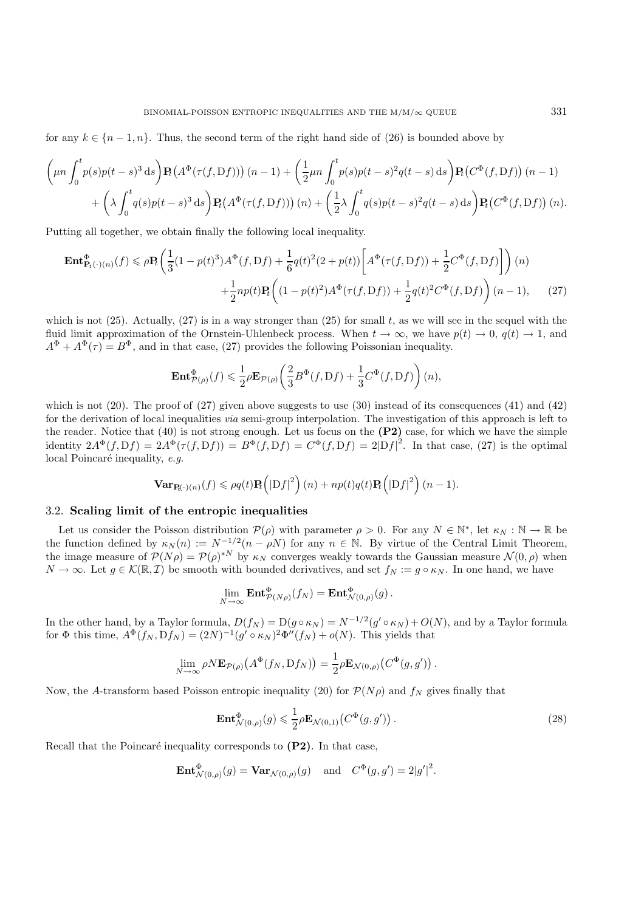for any $k \in \{n-1, n\}$. Thus, the second term of the right hand side of (26) is bounded above by

$$\left(\mu n \int_0^t p(s)p(t-s)^3 \,\mathrm{d}s\right) \mathbf{P}_t\big(A^\Phi(\tau(f, \mathrm{D}f))\big)\,(n-1) + \left(\frac{1}{2}\mu n \int_0^t p(s)p(t-s)^2 q(t-s)\,\mathrm{d}s\right) \mathbf{P}_t\big(C^\Phi(f, \mathrm{D}f)\big)\,(n-1)$$
$$+ \left(\lambda \int_0^t q(s)p(t-s)^3 \,\mathrm{d}s\right) \mathbf{P}_t\big(A^\Phi(\tau(f, \mathrm{D}f))\big)\,(n) + \left(\frac{1}{2}\lambda \int_0^t q(s)p(t-s)^2 q(t-s)\,\mathrm{d}s\right) \mathbf{P}_t\big(C^\Phi(f, \mathrm{D}f)\big)\,(n).$$

Putting all together, we obtain finally the following local inequality.

$$\mathbf{Ent}^\Phi_{\mathbf{P}_t(\cdot)(n)}(f) \leqslant \rho \mathbf{P}_t\left(\frac{1}{3}(1-p(t)^3)A^\Phi(f, \mathrm{D}f) + \frac{1}{6}q(t)^2(2+p(t))\left[A^\Phi(\tau(f, \mathrm{D}f)) + \frac{1}{2}C^\Phi(f, \mathrm{D}f)\right]\right)(n)$$
$$+ \frac{1}{2}np(t)\mathbf{P}_t\left((1-p(t)^2)A^\Phi(\tau(f, \mathrm{D}f)) + \frac{1}{2}q(t)^2 C^\Phi(f, \mathrm{D}f)\right)(n-1), \qquad (27)$$

which is not (25). Actually, (27) is in a way stronger than (25) for small $t$, as we will see in the sequel with the fluid limit approximation of the Ornstein-Uhlenbeck process. When $t \to \infty$, we have $p(t) \to 0$, $q(t) \to 1$, and $A^\Phi + A^\Phi(\tau) = B^\Phi$, and in that case, (27) provides the following Poissonian inequality.

$$\mathbf{Ent}^\Phi_{\mathcal{P}(\rho)}(f) \leqslant \frac{1}{2}\rho \mathbf{E}_{\mathcal{P}(\rho)}\left(\frac{2}{3}B^\Phi(f, \mathrm{D}f) + \frac{1}{3}C^\Phi(f, \mathrm{D}f)\right)(n),$$

which is not (20). The proof of (27) given above suggests to use (30) instead of its consequences (41) and (42) for the derivation of local inequalities *via* semi-group interpolation. The investigation of this approach is left to the reader. Notice that (40) is not strong enough. Let us focus on the **(P2)** case, for which we have the simple identity $2A^\Phi(f, \mathrm{D}f) = 2A^\Phi(\tau(f, \mathrm{D}f)) = B^\Phi(f, \mathrm{D}f) = C^\Phi(f, \mathrm{D}f) = 2|\mathrm{D}f|^2$. In that case, (27) is the optimal local Poincaré inequality, *e.g.*

$$\mathbf{Var}_{\mathbf{P}_t(\cdot)(n)}(f) \leqslant \rho q(t)\mathbf{P}_t\left(|\mathrm{D}f|^2\right)(n) + np(t)q(t)\mathbf{P}_t\left(|\mathrm{D}f|^2\right)(n-1).$$

### 3.2. Scaling limit of the entropic inequalities

Let us consider the Poisson distribution $\mathcal{P}(\rho)$ with parameter $\rho > 0$. For any $N \in \mathbb{N}^*$, let $\kappa_N : \mathbb{N} \to \mathbb{R}$ be the function defined by $\kappa_N(n) := N^{-1/2}(n - \rho N)$ for any $n \in \mathbb{N}$. By virtue of the Central Limit Theorem, the image measure of $\mathcal{P}(N\rho) = \mathcal{P}(\rho)^{*N}$ by $\kappa_N$ converges weakly towards the Gaussian measure $\mathcal{N}(0, \rho)$ when $N \to \infty$. Let $g \in \mathcal{K}(\mathbb{R}, \mathcal{I})$ be smooth with bounded derivatives, and set $f_N := g \circ \kappa_N$. In one hand, we have

$$\lim_{N\to\infty} \mathbf{Ent}^\Phi_{\mathcal{P}(N\rho)}(f_N) = \mathbf{Ent}^\Phi_{\mathcal{N}(0,\rho)}(g)\,.$$

In the other hand, by a Taylor formula, $D(f_N) = \mathrm{D}(g \circ \kappa_N) = N^{-1/2}(g' \circ \kappa_N) + O(N)$, and by a Taylor formula for $\Phi$ this time, $A^\Phi(f_N, \mathrm{D}f_N) = (2N)^{-1}(g' \circ \kappa_N)^2 \Phi''(f_N) + o(N)$. This yields that

$$\lim_{N\to\infty} \rho N \mathbf{E}_{\mathcal{P}(\rho)}\big(A^\Phi(f_N, \mathrm{D}f_N)\big) = \frac{1}{2}\rho \mathbf{E}_{\mathcal{N}(0,\rho)}\big(C^\Phi(g, g')\big)\,.$$

Now, the $A$-transform based Poisson entropic inequality (20) for $\mathcal{P}(N\rho)$ and $f_N$ gives finally that

$$\mathbf{Ent}^\Phi_{\mathcal{N}(0,\rho)}(g) \leqslant \frac{1}{2}\rho \mathbf{E}_{\mathcal{N}(0,1)}\big(C^\Phi(g, g')\big)\,. \qquad (28)$$

Recall that the Poincaré inequality corresponds to **(P2)**. In that case,

$$\mathbf{Ent}^\Phi_{\mathcal{N}(0,\rho)}(g) = \mathbf{Var}_{\mathcal{N}(0,\rho)}(g) \quad \text{and} \quad C^\Phi(g, g') = 2|g'|^2.$$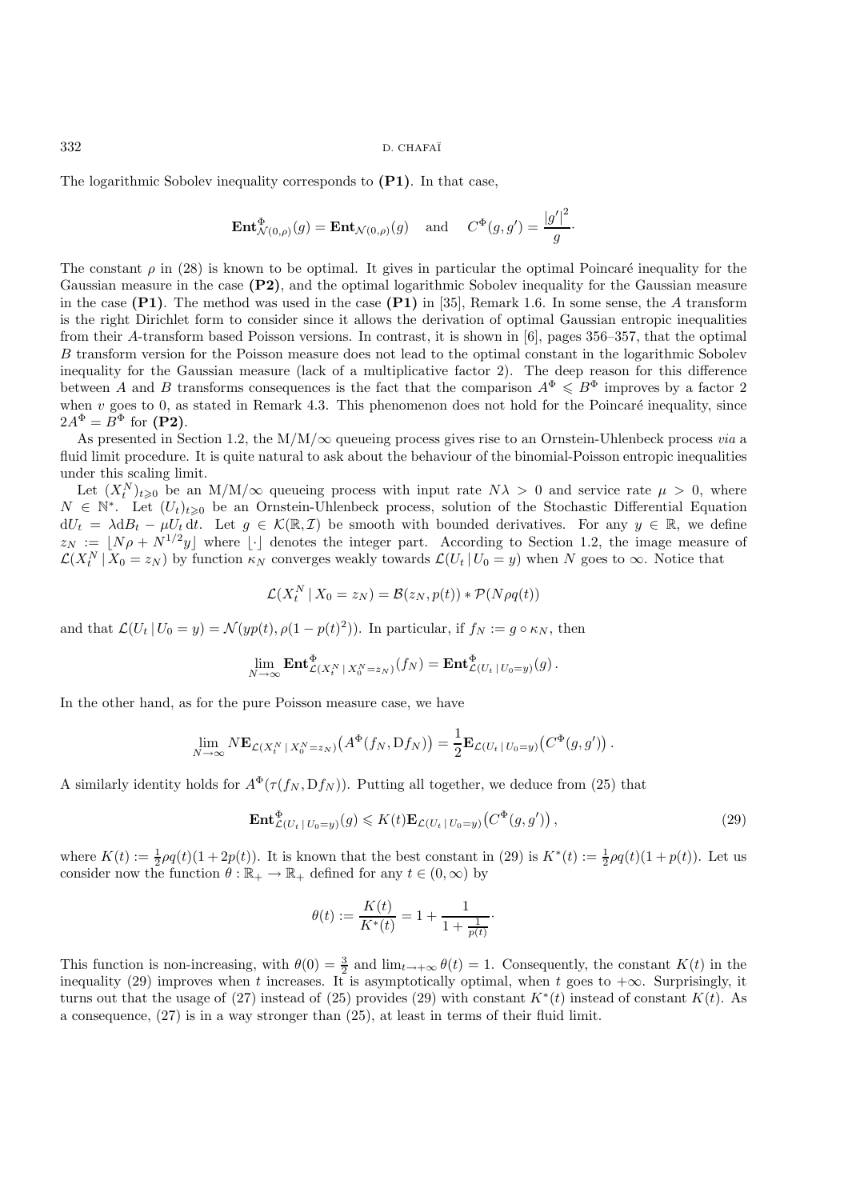The logarithmic Sobolev inequality corresponds to **(P1)**. In that case,

$$\mathbf{Ent}^{\Phi}_{\mathcal{N}(0,\rho)}(g) = \mathbf{Ent}_{\mathcal{N}(0,\rho)}(g) \quad \text{and} \quad C^{\Phi}(g,g') = \frac{|g'|^2}{g}\cdot$$

The constant $\rho$ in (28) is known to be optimal. It gives in particular the optimal Poincaré inequality for the Gaussian measure in the case **(P2)**, and the optimal logarithmic Sobolev inequality for the Gaussian measure in the case **(P1)**. The method was used in the case **(P1)** in [35], Remark 1.6. In some sense, the $A$ transform is the right Dirichlet form to consider since it allows the derivation of optimal Gaussian entropic inequalities from their $A$-transform based Poisson versions. In contrast, it is shown in [6], pages 356–357, that the optimal $B$ transform version for the Poisson measure does not lead to the optimal constant in the logarithmic Sobolev inequality for the Gaussian measure (lack of a multiplicative factor 2). The deep reason for this difference between $A$ and $B$ transforms consequences is the fact that the comparison $A^{\Phi} \leqslant B^{\Phi}$ improves by a factor 2 when $v$ goes to 0, as stated in Remark 4.3. This phenomenon does not hold for the Poincaré inequality, since $2A^{\Phi} = B^{\Phi}$ for **(P2)**.

As presented in Section 1.2, the M/M/$\infty$ queueing process gives rise to an Ornstein-Uhlenbeck process *via* a fluid limit procedure. It is quite natural to ask about the behaviour of the binomial-Poisson entropic inequalities under this scaling limit.

Let $(X^N_t)_{t\geqslant 0}$ be an M/M/$\infty$ queueing process with input rate $N\lambda > 0$ and service rate $\mu > 0$, where $N \in \mathbb{N}^*$. Let $(U_t)_{t\geqslant 0}$ be an Ornstein-Uhlenbeck process, solution of the Stochastic Differential Equation $\mathrm{d}U_t = \lambda \mathrm{d}B_t - \mu U_t \,\mathrm{d}t$. Let $g \in \mathcal{K}(\mathbb{R},\mathcal{I})$ be smooth with bounded derivatives. For any $y \in \mathbb{R}$, we define $z_N := \lfloor N\rho + N^{1/2}y \rfloor$ where $\lfloor\cdot\rfloor$ denotes the integer part. According to Section 1.2, the image measure of $\mathcal{L}(X^N_t \,|\, X_0 = z_N)$ by function $\kappa_N$ converges weakly towards $\mathcal{L}(U_t \,|\, U_0 = y)$ when $N$ goes to $\infty$. Notice that

$$\mathcal{L}(X^N_t \,|\, X_0 = z_N) = \mathcal{B}(z_N, p(t)) * \mathcal{P}(N\rho q(t))$$

and that $\mathcal{L}(U_t \,|\, U_0 = y) = \mathcal{N}(yp(t), \rho(1-p(t)^2))$. In particular, if $f_N := g \circ \kappa_N$, then

$$\lim_{N\to\infty} \mathbf{Ent}^{\Phi}_{\mathcal{L}(X^N_t \,|\, X^N_0 = z_N)}(f_N) = \mathbf{Ent}^{\Phi}_{\mathcal{L}(U_t \,|\, U_0 = y)}(g)\,.$$

In the other hand, as for the pure Poisson measure case, we have

$$\lim_{N\to\infty} N\mathbf{E}_{\mathcal{L}(X^N_t \,|\, X^N_0 = z_N)}\big(A^{\Phi}(f_N, \mathrm{D}f_N)\big) = \frac{1}{2}\mathbf{E}_{\mathcal{L}(U_t \,|\, U_0 = y)}\big(C^{\Phi}(g,g')\big)\,.$$

A similarly identity holds for $A^{\Phi}(\tau(f_N, \mathrm{D}f_N))$. Putting all together, we deduce from (25) that

$$\mathbf{Ent}^{\Phi}_{\mathcal{L}(U_t \,|\, U_0 = y)}(g) \leqslant K(t)\mathbf{E}_{\mathcal{L}(U_t \,|\, U_0 = y)}\big(C^{\Phi}(g,g')\big)\,, \tag{29}$$

where $K(t) := \frac{1}{2}\rho q(t)(1 + 2p(t))$. It is known that the best constant in (29) is $K^*(t) := \frac{1}{2}\rho q(t)(1 + p(t))$. Let us consider now the function $\theta : \mathbb{R}_+ \to \mathbb{R}_+$ defined for any $t \in (0,\infty)$ by

$$\theta(t) := \frac{K(t)}{K^*(t)} = 1 + \frac{1}{1 + \frac{1}{p(t)}}\cdot$$

This function is non-increasing, with $\theta(0) = \frac{3}{2}$ and $\lim_{t\to+\infty} \theta(t) = 1$. Consequently, the constant $K(t)$ in the inequality (29) improves when $t$ increases. It is asymptotically optimal, when $t$ goes to $+\infty$. Surprisingly, it turns out that the usage of (27) instead of (25) provides (29) with constant $K^*(t)$ instead of constant $K(t)$. As a consequence, (27) is in a way stronger than (25), at least in terms of their fluid limit.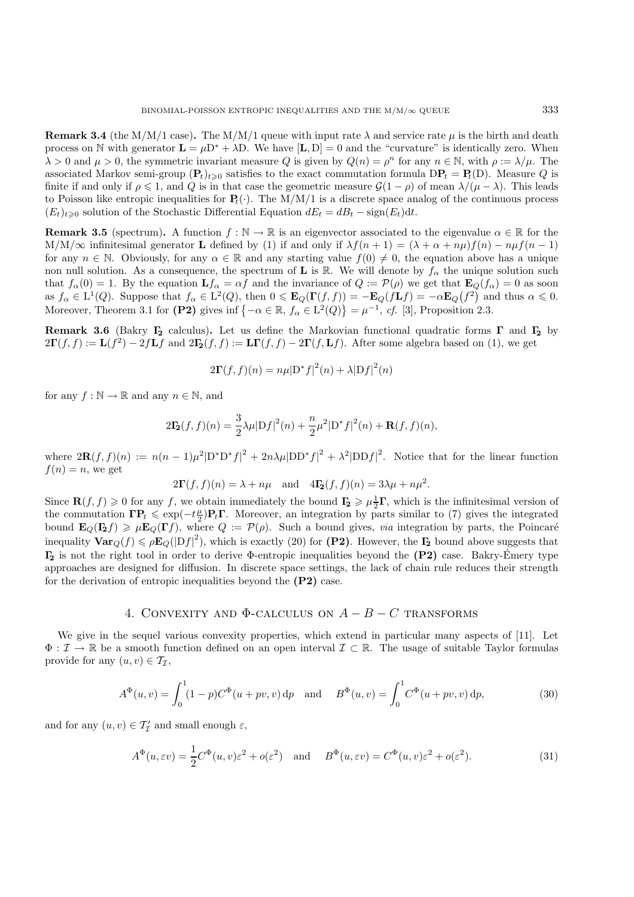**Remark 3.4** (the M/M/1 case)**.** The M/M/1 queue with input rate $\lambda$ and service rate $\mu$ is the birth and death process on $\mathbb{N}$ with generator $\mathbf{L} = \mu \mathrm{D}^* + \lambda \mathrm{D}$. We have $[\mathbf{L}, \mathrm{D}] = 0$ and the "curvature" is identically zero. When $\lambda > 0$ and $\mu > 0$, the symmetric invariant measure $Q$ is given by $Q(n) = \rho^n$ for any $n \in \mathbb{N}$, with $\rho := \lambda/\mu$. The associated Markov semi-group $(\mathbf{P}_t)_{t\geqslant 0}$ satisfies to the exact commutation formula $\mathrm{D}\mathbf{P}_t = \mathbf{P}_t(\mathrm{D})$. Measure $Q$ is finite if and only if $\rho \leqslant 1$, and $Q$ is in that case the geometric measure $\mathcal{G}(1-\rho)$ of mean $\lambda/(\mu - \lambda)$. This leads to Poisson like entropic inequalities for $\mathbf{P}_t(\cdot)$. The M/M/1 is a discrete space analog of the continuous process $(E_t)_{t\geqslant 0}$ solution of the Stochastic Differential Equation $dE_t = dB_t - \mathrm{sign}(E_t)\mathrm{d}t$.

**Remark 3.5** (spectrum)**.** A function $f : \mathbb{N} \to \mathbb{R}$ is an eigenvector associated to the eigenvalue $\alpha \in \mathbb{R}$ for the M/M/$\infty$ infinitesimal generator $\mathbf{L}$ defined by (1) if and only if $\lambda f(n+1) = (\lambda + \alpha + n\mu) f(n) - n\mu f(n-1)$ for any $n \in \mathbb{N}$. Obviously, for any $\alpha \in \mathbb{R}$ and any starting value $f(0) \neq 0$, the equation above has a unique non null solution. As a consequence, the spectrum of $\mathbf{L}$ is $\mathbb{R}$. We will denote by $f_\alpha$ the unique solution such that $f_\alpha(0) = 1$. By the equation $\mathbf{L} f_\alpha = \alpha f$ and the invariance of $Q := \mathcal{P}(\rho)$ we get that $\mathbf{E}_Q(f_\alpha) = 0$ as soon as $f_\alpha \in \mathrm{L}^1(Q)$. Suppose that $f_\alpha \in \mathrm{L}^2(Q)$, then $0 \leqslant \mathbf{E}_Q(\mathbf{\Gamma}(f,f)) = -\mathbf{E}_Q(f\mathbf{L}f) = -\alpha \mathbf{E}_Q(f^2)$ and thus $\alpha \leqslant 0$. Moreover, Theorem 3.1 for **(P2)** gives $\inf\left\{-\alpha \in \mathbb{R},\, f_\alpha \in \mathrm{L}^2(Q)\right\} = \mu^{-1}$, *cf.* [3], Proposition 2.3.

**Remark 3.6** (Bakry $\mathbf{\Gamma_2}$ calculus)**.** Let us define the Markovian functional quadratic forms $\mathbf{\Gamma}$ and $\mathbf{\Gamma_2}$ by $2\mathbf{\Gamma}(f,f) := \mathbf{L}(f^2) - 2f\mathbf{L}f$ and $2\mathbf{\Gamma_2}(f,f) := \mathbf{L}\mathbf{\Gamma}(f,f) - 2\mathbf{\Gamma}(f,\mathbf{L}f)$. After some algebra based on (1), we get

$$2\mathbf{\Gamma}(f,f)(n) = n\mu |\mathrm{D}^* f|^2(n) + \lambda |\mathrm{D} f|^2(n)$$

for any $f : \mathbb{N} \to \mathbb{R}$ and any $n \in \mathbb{N}$, and

$$2\mathbf{\Gamma_2}(f,f)(n) = \frac{3}{2}\lambda\mu |\mathrm{D} f|^2(n) + \frac{n}{2}\mu^2 |\mathrm{D}^* f|^2(n) + \mathbf{R}(f,f)(n),$$

where $2\mathbf{R}(f,f)(n) := n(n-1)\mu^2 |\mathrm{D}^*\mathrm{D}^* f|^2 + 2n\lambda\mu |\mathrm{D}\mathrm{D}^* f|^2 + \lambda^2 |\mathrm{D}\mathrm{D} f|^2$. Notice that for the linear function $f(n) = n$, we get

$$2\mathbf{\Gamma}(f,f)(n) = \lambda + n\mu \quad \text{and} \quad 4\mathbf{\Gamma_2}(f,f)(n) = 3\lambda\mu + n\mu^2.$$

Since $\mathbf{R}(f,f) \geqslant 0$ for any $f$, we obtain immediately the bound $\mathbf{\Gamma_2} \geqslant \mu\frac{1}{2}\mathbf{\Gamma}$, which is the infinitesimal version of the commutation $\mathbf{\Gamma}\mathbf{P}_t \leqslant \exp(-t\frac{\mu}{2})\mathbf{P}_t\mathbf{\Gamma}$. Moreover, an integration by parts similar to (7) gives the integrated bound $\mathbf{E}_Q(\mathbf{\Gamma_2} f) \geqslant \mu \mathbf{E}_Q(\mathbf{\Gamma} f)$, where $Q := \mathcal{P}(\rho)$. Such a bound gives, *via* integration by parts, the Poincaré inequality $\mathbf{Var}_Q(f) \leqslant \rho \mathbf{E}_Q(|\mathrm{D} f|^2)$, which is exactly (20) for **(P2)**. However, the $\mathbf{\Gamma_2}$ bound above suggests that $\mathbf{\Gamma_2}$ is not the right tool in order to derive $\Phi$-entropic inequalities beyond the **(P2)** case. Bakry-Émery type approaches are designed for diffusion. In discrete space settings, the lack of chain rule reduces their strength for the derivation of entropic inequalities beyond the **(P2)** case.

## 4. Convexity and $\Phi$-calculus on $A - B - C$ transforms

We give in the sequel various convexity properties, which extend in particular many aspects of [11]. Let $\Phi : \mathcal{I} \to \mathbb{R}$ be a smooth function defined on an open interval $\mathcal{I} \subset \mathbb{R}$. The usage of suitable Taylor formulas provide for any $(u,v) \in \mathcal{T}_\mathcal{I}$,

$$A^\Phi(u,v) = \int_0^1 (1-p) C^\Phi(u + pv, v)\,\mathrm{d}p \quad \text{and} \quad B^\Phi(u,v) = \int_0^1 C^\Phi(u + pv, v)\,\mathrm{d}p, \tag{30}$$

and for any $(u,v) \in \mathcal{T}'_\mathcal{I}$ and small enough $\varepsilon$,

$$A^\Phi(u, \varepsilon v) = \frac{1}{2} C^\Phi(u,v)\varepsilon^2 + o(\varepsilon^2) \quad \text{and} \quad B^\Phi(u, \varepsilon v) = C^\Phi(u,v)\varepsilon^2 + o(\varepsilon^2). \tag{31}$$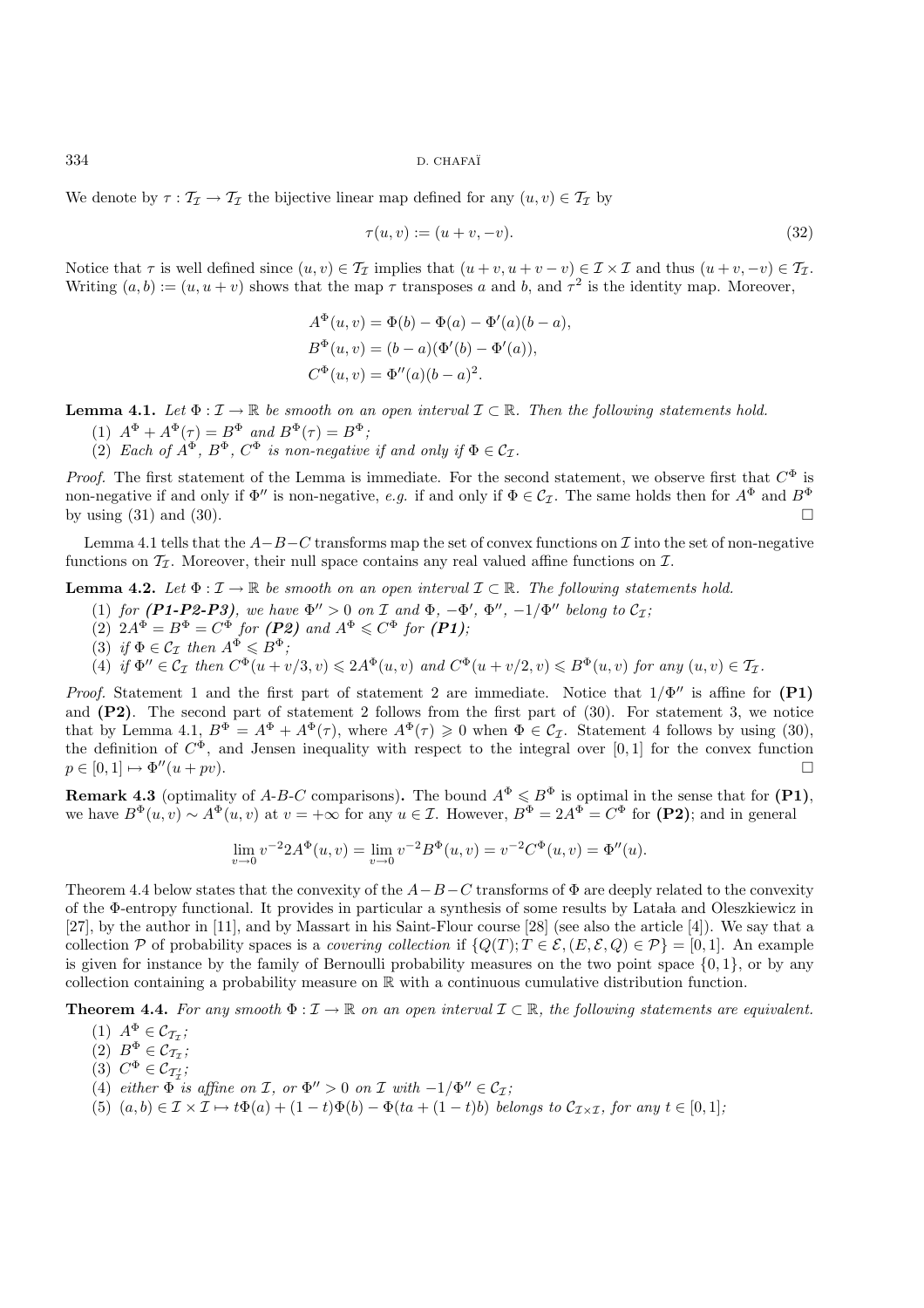We denote by $\tau : \mathcal{T}_\mathcal{I} \to \mathcal{T}_\mathcal{I}$ the bijective linear map defined for any $(u,v) \in \mathcal{T}_\mathcal{I}$ by

$$\tau(u,v) := (u+v, -v). \tag{32}$$

Notice that $\tau$ is well defined since $(u,v) \in \mathcal{T}_\mathcal{I}$ implies that $(u+v, u+v-v) \in \mathcal{I} \times \mathcal{I}$ and thus $(u+v,-v) \in \mathcal{T}_\mathcal{I}$. Writing $(a,b) := (u, u+v)$ shows that the map $\tau$ transposes $a$ and $b$, and $\tau^2$ is the identity map. Moreover,

$$A^\Phi(u,v) = \Phi(b) - \Phi(a) - \Phi'(a)(b-a),$$
$$B^\Phi(u,v) = (b-a)(\Phi'(b) - \Phi'(a)),$$
$$C^\Phi(u,v) = \Phi''(a)(b-a)^2.$$

**Lemma 4.1.** *Let $\Phi : \mathcal{I} \to \mathbb{R}$ be smooth on an open interval $\mathcal{I} \subset \mathbb{R}$. Then the following statements hold.*

1. *$A^\Phi + A^\Phi(\tau) = B^\Phi$ and $B^\Phi(\tau) = B^\Phi$;*
2. *Each of $A^\Phi$, $B^\Phi$, $C^\Phi$ is non-negative if and only if $\Phi \in \mathcal{C}_\mathcal{I}$.*

*Proof.* The first statement of the Lemma is immediate. For the second statement, we observe first that $C^\Phi$ is non-negative if and only if $\Phi''$ is non-negative, *e.g.* if and only if $\Phi \in \mathcal{C}_\mathcal{I}$. The same holds then for $A^\Phi$ and $B^\Phi$ by using (31) and (30). $\square$

Lemma 4.1 tells that the $A{-}B{-}C$ transforms map the set of convex functions on $\mathcal{I}$ into the set of non-negative functions on $\mathcal{T}_\mathcal{I}$. Moreover, their null space contains any real valued affine functions on $\mathcal{I}$.

**Lemma 4.2.** *Let $\Phi : \mathcal{I} \to \mathbb{R}$ be smooth on an open interval $\mathcal{I} \subset \mathbb{R}$. The following statements hold.*

1. *for **(P1-P2-P3)**, we have $\Phi'' > 0$ on $\mathcal{I}$ and $\Phi$, $-\Phi'$, $\Phi''$, $-1/\Phi''$ belong to $\mathcal{C}_\mathcal{I}$;*
2. *$2A^\Phi = B^\Phi = C^\Phi$ for **(P2)** and $A^\Phi \leqslant C^\Phi$ for **(P1)**;*
3. *if $\Phi \in \mathcal{C}_\mathcal{I}$ then $A^\Phi \leqslant B^\Phi$;*
4. *if $\Phi'' \in \mathcal{C}_\mathcal{I}$ then $C^\Phi(u+v/3, v) \leqslant 2A^\Phi(u,v)$ and $C^\Phi(u+v/2,v) \leqslant B^\Phi(u,v)$ for any $(u,v) \in \mathcal{T}_\mathcal{I}$.*

*Proof.* Statement 1 and the first part of statement 2 are immediate. Notice that $1/\Phi''$ is affine for **(P1)** and **(P2)**. The second part of statement 2 follows from the first part of (30). For statement 3, we notice that by Lemma 4.1, $B^\Phi = A^\Phi + A^\Phi(\tau)$, where $A^\Phi(\tau) \geqslant 0$ when $\Phi \in \mathcal{C}_\mathcal{I}$. Statement 4 follows by using (30), the definition of $C^\Phi$, and Jensen inequality with respect to the integral over $[0,1]$ for the convex function $p \in [0,1] \mapsto \Phi''(u+pv)$. $\square$

**Remark 4.3** (optimality of *A-B-C* comparisons)**.** The bound $A^\Phi \leqslant B^\Phi$ is optimal in the sense that for **(P1)**, we have $B^\Phi(u,v) \sim A^\Phi(u,v)$ at $v = +\infty$ for any $u \in \mathcal{I}$. However, $B^\Phi = 2A^\Phi = C^\Phi$ for **(P2)**; and in general

$$\lim_{v\to 0} v^{-2} 2A^\Phi(u,v) = \lim_{v \to 0} v^{-2} B^\Phi(u,v) = v^{-2} C^\Phi(u,v) = \Phi''(u).$$

Theorem 4.4 below states that the convexity of the $A{-}B{-}C$ transforms of $\Phi$ are deeply related to the convexity of the $\Phi$-entropy functional. It provides in particular a synthesis of some results by Latała and Oleszkiewicz in [27], by the author in [11], and by Massart in his Saint-Flour course [28] (see also the article [4]). We say that a collection $\mathcal{P}$ of probability spaces is a *covering collection* if $\{Q(T); T \in \mathcal{E}, (E,\mathcal{E},Q) \in \mathcal{P}\} = [0,1]$. An example is given for instance by the family of Bernoulli probability measures on the two point space $\{0,1\}$, or by any collection containing a probability measure on $\mathbb{R}$ with a continuous cumulative distribution function.

**Theorem 4.4.** *For any smooth $\Phi : \mathcal{I} \to \mathbb{R}$ on an open interval $\mathcal{I} \subset \mathbb{R}$, the following statements are equivalent.*

1. *$A^\Phi \in \mathcal{C}_{\mathcal{T}_\mathcal{I}}$;*
2. *$B^\Phi \in \mathcal{C}_{\mathcal{T}_\mathcal{I}}$;*
3. *$C^\Phi \in \mathcal{C}_{\mathcal{T}'_\mathcal{I}}$;*
4. *either $\Phi$ is affine on $\mathcal{I}$, or $\Phi'' > 0$ on $\mathcal{I}$ with $-1/\Phi'' \in \mathcal{C}_\mathcal{I}$;*
5. *$(a,b) \in \mathcal{I} \times \mathcal{I} \mapsto t\Phi(a) + (1-t)\Phi(b) - \Phi(ta + (1-t)b)$ belongs to $\mathcal{C}_{\mathcal{I}\times\mathcal{I}}$, for any $t \in [0,1]$;*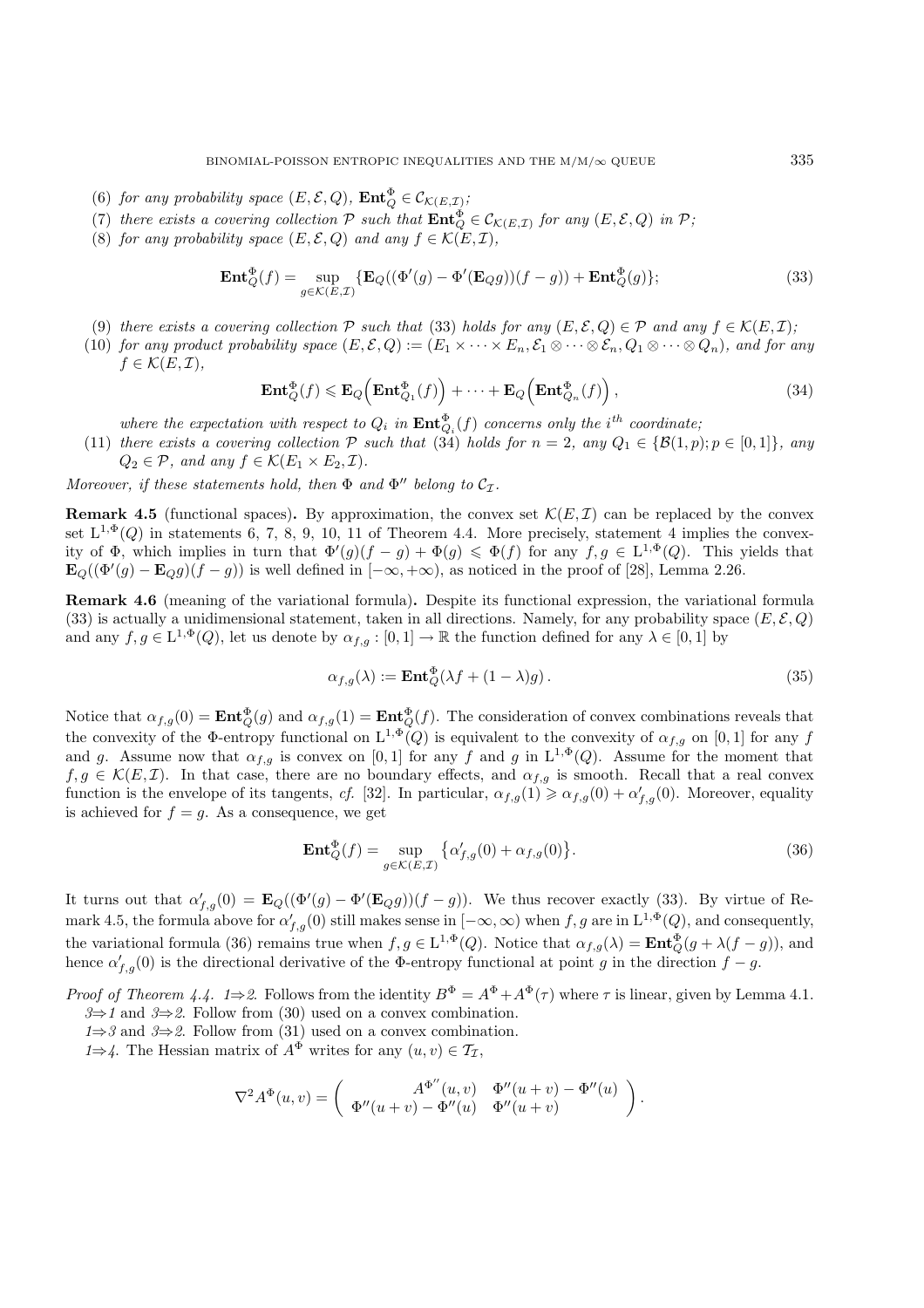(6) *for any probability space* $(E,\mathcal{E},Q)$, $\mathbf{Ent}_Q^\Phi \in \mathcal{C}_{\mathcal{K}(E,\mathcal{I})}$;

(7) *there exists a covering collection* $\mathcal{P}$ *such that* $\mathbf{Ent}_Q^\Phi \in \mathcal{C}_{\mathcal{K}(E,\mathcal{I})}$ *for any* $(E,\mathcal{E},Q)$ *in* $\mathcal{P}$;

(8) *for any probability space* $(E,\mathcal{E},Q)$ *and any* $f \in \mathcal{K}(E,\mathcal{I})$,

$$\mathbf{Ent}_Q^\Phi(f) = \sup_{g\in\mathcal{K}(E,\mathcal{I})} \{\mathbf{E}_Q((\Phi'(g) - \Phi'(\mathbf{E}_Q g))(f-g)) + \mathbf{Ent}_Q^\Phi(g)\}; \tag{33}$$

(9) *there exists a covering collection* $\mathcal{P}$ *such that* (33) *holds for any* $(E,\mathcal{E},Q) \in \mathcal{P}$ *and any* $f \in \mathcal{K}(E,\mathcal{I})$;

(10) *for any product probability space* $(E,\mathcal{E},Q) := (E_1\times\cdots\times E_n, \mathcal{E}_1\otimes\cdots\otimes\mathcal{E}_n, Q_1\otimes\cdots\otimes Q_n)$, *and for any* $f \in \mathcal{K}(E,\mathcal{I})$,

$$\mathbf{Ent}_Q^\Phi(f) \leqslant \mathbf{E}_Q\Big(\mathbf{Ent}_{Q_1}^\Phi(f)\Big) + \cdots + \mathbf{E}_Q\Big(\mathbf{Ent}_{Q_n}^\Phi(f)\Big), \tag{34}$$

*where the expectation with respect to* $Q_i$ *in* $\mathbf{Ent}_{Q_i}^\Phi(f)$ *concerns only the* $i^{th}$ *coordinate*;

(11) *there exists a covering collection* $\mathcal{P}$ *such that* (34) *holds for* $n=2$, *any* $Q_1 \in \{\mathcal{B}(1,p); p\in[0,1]\}$, *any* $Q_2 \in \mathcal{P}$, *and any* $f \in \mathcal{K}(E_1\times E_2,\mathcal{I})$.

*Moreover, if these statements hold, then* $\Phi$ *and* $\Phi''$ *belong to* $\mathcal{C}_\mathcal{I}$.

**Remark 4.5** (functional spaces)**.** By approximation, the convex set $\mathcal{K}(E,\mathcal{I})$ can be replaced by the convex set $\mathrm{L}^{1,\Phi}(Q)$ in statements 6, 7, 8, 9, 10, 11 of Theorem 4.4. More precisely, statement 4 implies the convexity of $\Phi$, which implies in turn that $\Phi'(g)(f-g) + \Phi(g) \leqslant \Phi(f)$ for any $f,g \in \mathrm{L}^{1,\Phi}(Q)$. This yields that $\mathbf{E}_Q((\Phi'(g) - \mathbf{E}_Q g)(f-g))$ is well defined in $[-\infty,+\infty)$, as noticed in the proof of [28], Lemma 2.26.

**Remark 4.6** (meaning of the variational formula)**.** Despite its functional expression, the variational formula (33) is actually a unidimensional statement, taken in all directions. Namely, for any probability space $(E,\mathcal{E},Q)$ and any $f,g \in \mathrm{L}^{1,\Phi}(Q)$, let us denote by $\alpha_{f,g} : [0,1] \to \mathbb{R}$ the function defined for any $\lambda \in [0,1]$ by

$$\alpha_{f,g}(\lambda) := \mathbf{Ent}_Q^\Phi(\lambda f + (1-\lambda)g)\,. \tag{35}$$

Notice that $\alpha_{f,g}(0) = \mathbf{Ent}_Q^\Phi(g)$ and $\alpha_{f,g}(1) = \mathbf{Ent}_Q^\Phi(f)$. The consideration of convex combinations reveals that the convexity of the $\Phi$-entropy functional on $\mathrm{L}^{1,\Phi}(Q)$ is equivalent to the convexity of $\alpha_{f,g}$ on $[0,1]$ for any $f$ and $g$. Assume now that $\alpha_{f,g}$ is convex on $[0,1]$ for any $f$ and $g$ in $\mathrm{L}^{1,\Phi}(Q)$. Assume for the moment that $f,g \in \mathcal{K}(E,\mathcal{I})$. In that case, there are no boundary effects, and $\alpha_{f,g}$ is smooth. Recall that a real convex function is the envelope of its tangents, *cf.* [32]. In particular, $\alpha_{f,g}(1) \geqslant \alpha_{f,g}(0) + \alpha'_{f,g}(0)$. Moreover, equality is achieved for $f = g$. As a consequence, we get

$$\mathbf{Ent}_Q^\Phi(f) = \sup_{g\in\mathcal{K}(E,\mathcal{I})} \big\{\alpha'_{f,g}(0) + \alpha_{f,g}(0)\big\}. \tag{36}$$

It turns out that $\alpha'_{f,g}(0) = \mathbf{E}_Q((\Phi'(g) - \Phi'(\mathbf{E}_Q g))(f-g))$. We thus recover exactly (33). By virtue of Remark 4.5, the formula above for $\alpha'_{f,g}(0)$ still makes sense in $[-\infty,\infty)$ when $f,g$ are in $\mathrm{L}^{1,\Phi}(Q)$, and consequently, the variational formula (36) remains true when $f,g \in \mathrm{L}^{1,\Phi}(Q)$. Notice that $\alpha_{f,g}(\lambda) = \mathbf{Ent}_Q^\Phi(g + \lambda(f-g))$, and hence $\alpha'_{f,g}(0)$ is the directional derivative of the $\Phi$-entropy functional at point $g$ in the direction $f-g$.

*Proof of Theorem 4.4.* *1*$\Rightarrow$*2*. Follows from the identity $B^\Phi = A^\Phi + A^\Phi(\tau)$ where $\tau$ is linear, given by Lemma 4.1.

*3*$\Rightarrow$*1* and *3*$\Rightarrow$*2*. Follow from (30) used on a convex combination.

*1*$\Rightarrow$*3* and *3*$\Rightarrow$*2*. Follow from (31) used on a convex combination.

*1*$\Rightarrow$*4*. The Hessian matrix of $A^\Phi$ writes for any $(u,v) \in \mathcal{T}_\mathcal{I}$,

$$\nabla^2 A^\Phi(u,v) = \begin{pmatrix} A^{\Phi''}(u,v) & \Phi''(u+v) - \Phi''(u) \\ \Phi''(u+v) - \Phi''(u) & \Phi''(u+v) \end{pmatrix}.$$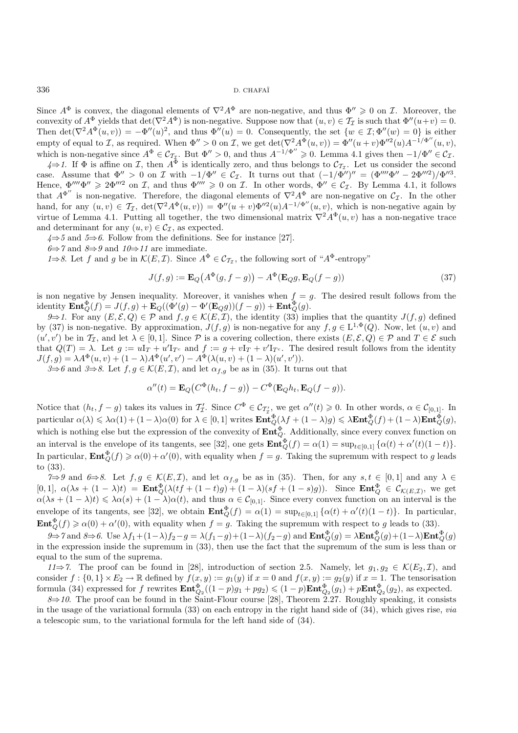Since $A^\Phi$ is convex, the diagonal elements of $\nabla^2 A^\Phi$ are non-negative, and thus $\Phi'' \geqslant 0$ on $\mathcal{I}$. Moreover, the convexity of $A^\Phi$ yields that $\det(\nabla^2 A^\Phi)$ is non-negative. Suppose now that $(u,v) \in \mathcal{T}_\mathcal{I}$ is such that $\Phi''(u+v) = 0$. Then $\det(\nabla^2 A^\Phi(u,v)) = -\Phi''(u)^2$, and thus $\Phi''(u) = 0$. Consequently, the set $\{w \in \mathcal{I}; \Phi''(w) = 0\}$ is either empty of equal to $\mathcal{I}$, as required. When $\Phi'' > 0$ on $\mathcal{I}$, we get $\det(\nabla^2 A^\Phi(u,v)) = \Phi''(u+v)\Phi''^2(u)A^{-1/\Phi''}(u,v)$, which is non-negative since $A^\Phi \in \mathcal{C}_{\mathcal{T}_\mathcal{I}}$. But $\Phi'' > 0$, and thus $A^{-1/\Phi''} \geqslant 0$. Lemma 4.1 gives then $-1/\Phi'' \in \mathcal{C}_\mathcal{I}$.

*4⇒1.* If $\Phi$ is affine on $\mathcal{I}$, then $A^\Phi$ is identically zero, and thus belongs to $\mathcal{C}_{\mathcal{T}_\mathcal{I}}$. Let us consider the second case. Assume that $\Phi'' > 0$ on $\mathcal{I}$ with $-1/\Phi'' \in \mathcal{C}_\mathcal{I}$. It turns out that $(-1/\Phi'')'' = (\Phi''''\Phi'' - 2\Phi'''^2)/\Phi''^3$. Hence, $\Phi''''\Phi'' \geqslant 2\Phi'''^2$ on $\mathcal{I}$, and thus $\Phi'''' \geqslant 0$ on $\mathcal{I}$. In other words, $\Phi'' \in \mathcal{C}_\mathcal{I}$. By Lemma 4.1, it follows that $A^{\Phi''}$ is non-negative. Therefore, the diagonal elements of $\nabla^2 A^\Phi$ are non-negative on $\mathcal{C}_\mathcal{I}$. In the other hand, for any $(u,v) \in \mathcal{T}_\mathcal{I}$, $\det(\nabla^2 A^\Phi(u,v)) = \Phi''(u+v)\Phi''^2(u)A^{-1/\Phi''}(u,v)$, which is non-negative again by virtue of Lemma 4.1. Putting all together, the two dimensional matrix $\nabla^2 A^\Phi(u,v)$ has a non-negative trace and determinant for any $(u,v) \in \mathcal{C}_\mathcal{I}$, as expected.

*4⇒5* and *5⇒6.* Follow from the definitions. See for instance [27].

*6⇒7* and *8⇒9* and *10⇒11* are immediate.

*1⇒8.* Let $f$ and $g$ be in $\mathcal{K}(E,\mathcal{I})$. Since $A^\Phi \in \mathcal{C}_{\mathcal{T}_\mathcal{I}}$, the following sort of "$A^\Phi$-entropy"

$$J(f,g) := \mathbf{E}_Q\big(A^\Phi(g, f-g)\big) - A^\Phi(\mathbf{E}_Q g, \mathbf{E}_Q(f-g)) \tag{37}$$

is non negative by Jensen inequality. Moreover, it vanishes when $f = g$. The desired result follows from the identity $\mathbf{Ent}_Q^\Phi(f) = J(f,g) + \mathbf{E}_Q((\Phi'(g) - \Phi'(\mathbf{E}_Q g))(f-g)) + \mathbf{Ent}_Q^\Phi(g)$.

*9⇒1.* For any $(E,\mathcal{E},Q) \in \mathcal{P}$ and $f,g \in \mathcal{K}(E,\mathcal{I})$, the identity (33) implies that the quantity $J(f,g)$ defined by (37) is non-negative. By approximation, $J(f,g)$ is non-negative for any $f,g \in \mathrm{L}^{1,\Phi}(Q)$. Now, let $(u,v)$ and $(u',v')$ be in $\mathcal{T}_\mathcal{I}$, and let $\lambda \in [0,1]$. Since $\mathcal{P}$ is a covering collection, there exists $(E,\mathcal{E},Q) \in \mathcal{P}$ and $T \in \mathcal{E}$ such that $Q(T) = \lambda$. Let $g := u\mathrm{I}_T + u'\mathrm{I}_{T^c}$ and $f := g + v\mathrm{I}_T + v'\mathrm{I}_{T^c}$. The desired result follows from the identity $J(f,g) = \lambda A^\Phi(u,v) + (1-\lambda)A^\Phi(u',v') - A^\Phi(\lambda(u,v) + (1-\lambda)(u',v'))$.

*3⇒6* and *3⇒8.* Let $f,g \in \mathcal{K}(E,\mathcal{I})$, and let $\alpha_{f,g}$ be as in (35). It turns out that

$$\alpha''(t) = \mathbf{E}_Q\big(C^\Phi(h_t, f-g)\big) - C^\Phi(\mathbf{E}_Q h_t, \mathbf{E}_Q(f-g)).$$

Notice that $(h_t, f-g)$ takes its values in $\mathcal{T}'_\mathcal{I}$. Since $C^\Phi \in \mathcal{C}_{\mathcal{T}'_\mathcal{I}}$, we get $\alpha''(t) \geqslant 0$. In other words, $\alpha \in \mathcal{C}_{[0,1]}$. In particular $\alpha(\lambda) \leqslant \lambda\alpha(1) + (1-\lambda)\alpha(0)$ for $\lambda \in [0,1]$ writes $\mathbf{Ent}_Q^\Phi(\lambda f + (1-\lambda)g) \leqslant \lambda\mathbf{Ent}_Q^\Phi(f) + (1-\lambda)\mathbf{Ent}_Q^\Phi(g)$, which is nothing else but the expression of the convexity of $\mathbf{Ent}_Q^\Phi$. Additionally, since every convex function on an interval is the envelope of its tangents, see [32], one gets $\mathbf{Ent}_Q^\Phi(f) = \alpha(1) = \sup_{t\in[0,1]}\{\alpha(t) + \alpha'(t)(1-t)\}$. In particular, $\mathbf{Ent}_Q^\Phi(f) \geqslant \alpha(0) + \alpha'(0)$, with equality when $f = g$. Taking the supremum with respect to $g$ leads to (33).

*7⇒9* and *6⇒8.* Let $f,g \in \mathcal{K}(E,\mathcal{I})$, and let $\alpha_{f,g}$ be as in (35). Then, for any $s,t \in [0,1]$ and any $\lambda \in [0,1]$, $\alpha(\lambda s + (1-\lambda)t) = \mathbf{Ent}_Q^\Phi(\lambda(tf + (1-t)g) + (1-\lambda)(sf + (1-s)g))$. Since $\mathbf{Ent}_Q^\Phi \in \mathcal{C}_{\mathcal{K}(E,\mathcal{I})}$, we get $\alpha(\lambda s + (1-\lambda)t) \leqslant \lambda\alpha(s) + (1-\lambda)\alpha(t)$, and thus $\alpha \in \mathcal{C}_{[0,1]}$. Since every convex function on an interval is the envelope of its tangents, see [32], we obtain $\mathbf{Ent}_Q^\Phi(f) = \alpha(1) = \sup_{t\in[0,1]}\{\alpha(t) + \alpha'(t)(1-t)\}$. In particular, $\mathbf{Ent}_Q^\Phi(f) \geqslant \alpha(0) + \alpha'(0)$, with equality when $f = g$. Taking the supremum with respect to $g$ leads to (33).

*9⇒7* and *8⇒6.* Use $\lambda f_1 + (1-\lambda)f_2 - g = \lambda(f_1 - g) + (1-\lambda)(f_2 - g)$ and $\mathbf{Ent}_Q^\Phi(g) = \lambda\mathbf{Ent}_Q^\Phi(g) + (1-\lambda)\mathbf{Ent}_Q^\Phi(g)$ in the expression inside the supremum in (33), then use the fact that the supremum of the sum is less than or equal to the sum of the suprema.

*11⇒7.* The proof can be found in [28], introduction of section 2.5. Namely, let $g_1, g_2 \in \mathcal{K}(E_2,\mathcal{I})$, and consider $f : \{0,1\} \times E_2 \to \mathbb{R}$ defined by $f(x,y) := g_1(y)$ if $x = 0$ and $f(x,y) := g_2(y)$ if $x = 1$. The tensorisation formula (34) expressed for $f$ rewrites $\mathbf{Ent}_{Q_2}^\Phi((1-p)g_1 + pg_2) \leqslant (1-p)\mathbf{Ent}_{Q_2}^\Phi(g_1) + p\mathbf{Ent}_{Q_2}^\Phi(g_2)$, as expected.

*8⇒10.* The proof can be found in the Saint-Flour course [28], Theorem 2.27. Roughly speaking, it consists in the usage of the variational formula (33) on each entropy in the right hand side of (34), which gives rise, *via* a telescopic sum, to the variational formula for the left hand side of (34).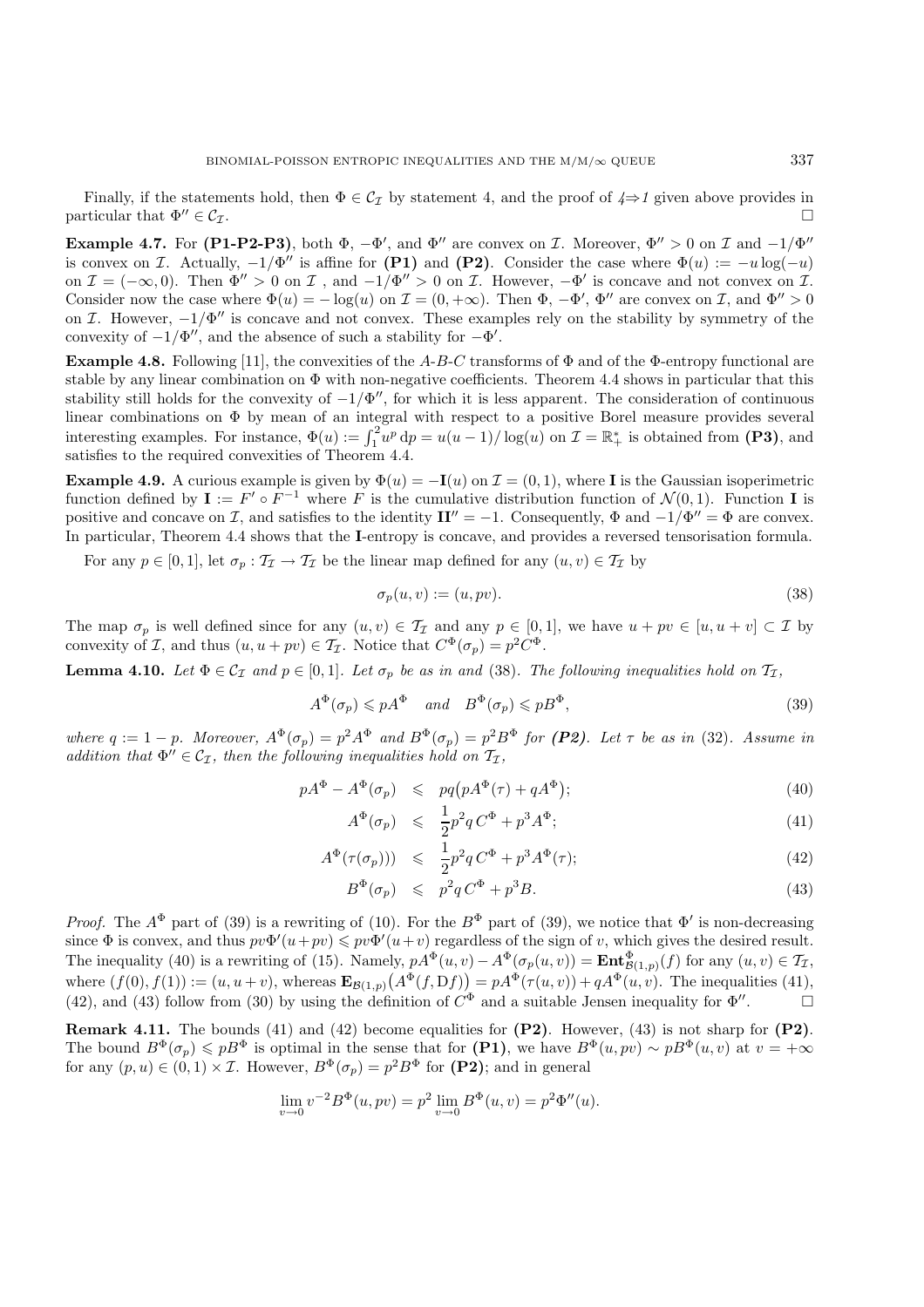Finally, if the statements hold, then $\Phi \in \mathcal{C}_{\mathcal{I}}$ by statement 4, and the proof of *4⇒1* given above provides in particular that $\Phi'' \in \mathcal{C}_{\mathcal{I}}$. □

**Example 4.7.** For **(P1-P2-P3)**, both $\Phi$, $-\Phi'$, and $\Phi''$ are convex on $\mathcal{I}$. Moreover, $\Phi'' > 0$ on $\mathcal{I}$ and $-1/\Phi''$ is convex on $\mathcal{I}$. Actually, $-1/\Phi''$ is affine for **(P1)** and **(P2)**. Consider the case where $\Phi(u) := -u\log(-u)$ on $\mathcal{I} = (-\infty, 0)$. Then $\Phi'' > 0$ on $\mathcal{I}$ , and $-1/\Phi'' > 0$ on $\mathcal{I}$. However, $-\Phi'$ is concave and not convex on $\mathcal{I}$. Consider now the case where $\Phi(u) = -\log(u)$ on $\mathcal{I} = (0, +\infty)$. Then $\Phi$, $-\Phi'$, $\Phi''$ are convex on $\mathcal{I}$, and $\Phi'' > 0$ on $\mathcal{I}$. However, $-1/\Phi''$ is concave and not convex. These examples rely on the stability by symmetry of the convexity of $-1/\Phi''$, and the absence of such a stability for $-\Phi'$.

**Example 4.8.** Following [11], the convexities of the *A*-*B*-*C* transforms of $\Phi$ and of the $\Phi$-entropy functional are stable by any linear combination on $\Phi$ with non-negative coefficients. Theorem 4.4 shows in particular that this stability still holds for the convexity of $-1/\Phi''$, for which it is less apparent. The consideration of continuous linear combinations on $\Phi$ by mean of an integral with respect to a positive Borel measure provides several interesting examples. For instance, $\Phi(u) := \int_1^2 u^p\,\mathrm{d}p = u(u-1)/\log(u)$ on $\mathcal{I} = \mathbb{R}_+^*$ is obtained from **(P3)**, and satisfies to the required convexities of Theorem 4.4.

**Example 4.9.** A curious example is given by $\Phi(u) = -\mathbf{I}(u)$ on $\mathcal{I} = (0,1)$, where $\mathbf{I}$ is the Gaussian isoperimetric function defined by $\mathbf{I} := F' \circ F^{-1}$ where $F$ is the cumulative distribution function of $\mathcal{N}(0,1)$. Function $\mathbf{I}$ is positive and concave on $\mathcal{I}$, and satisfies to the identity $\mathbf{I}\mathbf{I}'' = -1$. Consequently, $\Phi$ and $-1/\Phi'' = \Phi$ are convex. In particular, Theorem 4.4 shows that the $\mathbf{I}$-entropy is concave, and provides a reversed tensorisation formula.

For any $p \in [0,1]$, let $\sigma_p : \mathcal{T}_{\mathcal{I}} \to \mathcal{T}_{\mathcal{I}}$ be the linear map defined for any $(u,v) \in \mathcal{T}_{\mathcal{I}}$ by

$$\sigma_p(u,v) := (u, pv). \tag{38}$$

The map $\sigma_p$ is well defined since for any $(u,v) \in \mathcal{T}_{\mathcal{I}}$ and any $p \in [0,1]$, we have $u + pv \in [u, u+v] \subset \mathcal{I}$ by convexity of $\mathcal{I}$, and thus $(u, u+pv) \in \mathcal{T}_{\mathcal{I}}$. Notice that $C^\Phi(\sigma_p) = p^2 C^\Phi$.

**Lemma 4.10.** *Let $\Phi \in \mathcal{C}_{\mathcal{I}}$ and $p \in [0,1]$. Let $\sigma_p$ be as in and* (38)*. The following inequalities hold on $\mathcal{T}_{\mathcal{I}}$,*

$$A^\Phi(\sigma_p) \leqslant pA^\Phi \quad \text{and} \quad B^\Phi(\sigma_p) \leqslant pB^\Phi, \tag{39}$$

*where $q := 1-p$. Moreover, $A^\Phi(\sigma_p) = p^2 A^\Phi$ and $B^\Phi(\sigma_p) = p^2 B^\Phi$ for **(P2)**. Let $\tau$ be as in* (32)*. Assume in addition that $\Phi'' \in \mathcal{C}_{\mathcal{I}}$, then the following inequalities hold on $\mathcal{T}_{\mathcal{I}}$,*

$$\begin{aligned}
pA^\Phi - A^\Phi(\sigma_p) &\leqslant pq\big(pA^\Phi(\tau) + qA^\Phi\big); && (40)\\
A^\Phi(\sigma_p) &\leqslant \frac{1}{2}p^2 q\, C^\Phi + p^3 A^\Phi; && (41)\\
A^\Phi(\tau(\sigma_p))) &\leqslant \frac{1}{2}p^2 q\, C^\Phi + p^3 A^\Phi(\tau); && (42)\\
B^\Phi(\sigma_p) &\leqslant p^2 q\, C^\Phi + p^3 B. && (43)
\end{aligned}$$

*Proof.* The $A^\Phi$ part of (39) is a rewriting of (10). For the $B^\Phi$ part of (39), we notice that $\Phi'$ is non-decreasing since $\Phi$ is convex, and thus $pv\Phi'(u+pv) \leqslant pv\Phi'(u+v)$ regardless of the sign of $v$, which gives the desired result. The inequality (40) is a rewriting of (15). Namely, $pA^\Phi(u,v) - A^\Phi(\sigma_p(u,v)) = \mathbf{Ent}^\Phi_{\mathcal{B}(1,p)}(f)$ for any $(u,v) \in \mathcal{T}_{\mathcal{I}}$, where $(f(0), f(1)) := (u, u+v)$, whereas $\mathbf{E}_{\mathcal{B}(1,p)}\big(A^\Phi(f, \mathrm{D}f)\big) = pA^\Phi(\tau(u,v)) + qA^\Phi(u,v)$. The inequalities (41), (42), and (43) follow from (30) by using the definition of $C^\Phi$ and a suitable Jensen inequality for $\Phi''$. □

**Remark 4.11.** The bounds (41) and (42) become equalities for **(P2)**. However, (43) is not sharp for **(P2)**. The bound $B^\Phi(\sigma_p) \leqslant pB^\Phi$ is optimal in the sense that for **(P1)**, we have $B^\Phi(u, pv) \sim pB^\Phi(u,v)$ at $v = +\infty$ for any $(p,u) \in (0,1) \times \mathcal{I}$. However, $B^\Phi(\sigma_p) = p^2 B^\Phi$ for **(P2)**; and in general

$$\lim_{v\to 0} v^{-2} B^\Phi(u, pv) = p^2 \lim_{v \to 0} B^\Phi(u,v) = p^2\Phi''(u).$$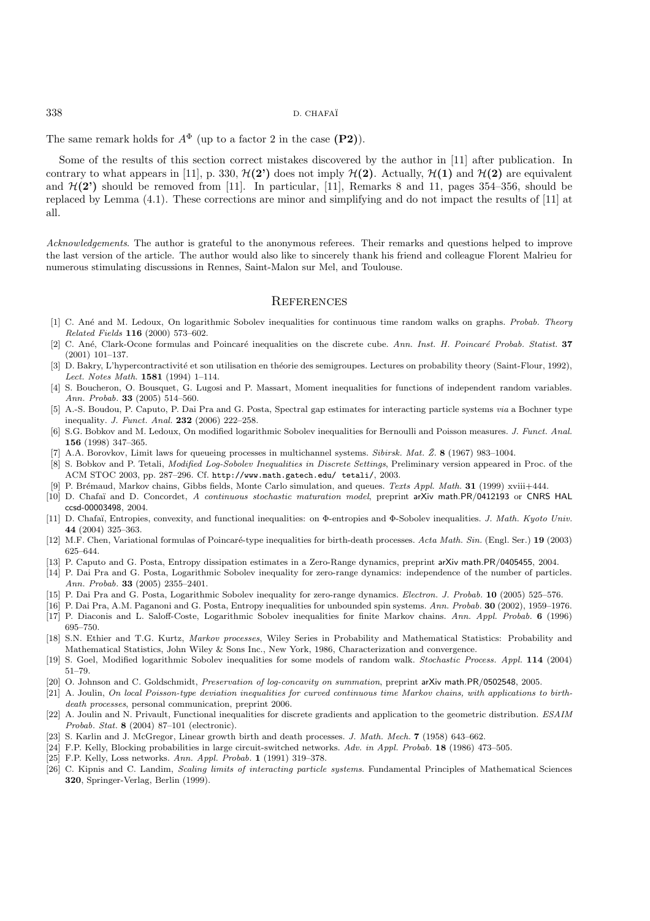The same remark holds for $A^\Phi$ (up to a factor 2 in the case **(P2)**).

Some of the results of this section correct mistakes discovered by the author in [11] after publication. In contrary to what appears in [11], p. 330, $\mathcal{H}(\mathbf{2'})$ does not imply $\mathcal{H}(\mathbf{2})$. Actually, $\mathcal{H}(\mathbf{1})$ and $\mathcal{H}(\mathbf{2})$ are equivalent and $\mathcal{H}(\mathbf{2'})$ should be removed from [11]. In particular, [11], Remarks 8 and 11, pages 354–356, should be replaced by Lemma (4.1). These corrections are minor and simplifying and do not impact the results of [11] at all.

*Acknowledgements*. The author is grateful to the anonymous referees. Their remarks and questions helped to improve the last version of the article. The author would also like to sincerely thank his friend and colleague Florent Malrieu for numerous stimulating discussions in Rennes, Saint-Malon sur Mel, and Toulouse.

## References

[1] C. Ané and M. Ledoux, On logarithmic Sobolev inequalities for continuous time random walks on graphs. *Probab. Theory Related Fields* **116** (2000) 573–602.

[2] C. Ané, Clark-Ocone formulas and Poincaré inequalities on the discrete cube. *Ann. Inst. H. Poincaré Probab. Statist.* **37** (2001) 101–137.

[3] D. Bakry, L'hypercontractivité et son utilisation en théorie des semigroupes. Lectures on probability theory (Saint-Flour, 1992), *Lect. Notes Math.* **1581** (1994) 1–114.

[4] S. Boucheron, O. Bousquet, G. Lugosi and P. Massart, Moment inequalities for functions of independent random variables. *Ann. Probab.* **33** (2005) 514–560.

[5] A.-S. Boudou, P. Caputo, P. Dai Pra and G. Posta, Spectral gap estimates for interacting particle systems *via* a Bochner type inequality. *J. Funct. Anal.* **232** (2006) 222–258.

[6] S.G. Bobkov and M. Ledoux, On modified logarithmic Sobolev inequalities for Bernoulli and Poisson measures. *J. Funct. Anal.* **156** (1998) 347–365.

[7] A.A. Borovkov, Limit laws for queueing processes in multichannel systems. *Sibirsk. Mat. Ž.* **8** (1967) 983–1004.

[8] S. Bobkov and P. Tetali, *Modified Log-Sobolev Inequalities in Discrete Settings*, Preliminary version appeared in Proc. of the ACM STOC 2003, pp. 287–296. Cf. http://www.math.gatech.edu/ tetali/, 2003.

[9] P. Brémaud, Markov chains, Gibbs fields, Monte Carlo simulation, and queues. *Texts Appl. Math.* **31** (1999) xviii+444.

[10] D. Chafaï and D. Concordet, *A continuous stochastic maturation model*, preprint arXiv math.PR/0412193 or CNRS HAL ccsd-00003498, 2004.

[11] D. Chafaï, Entropies, convexity, and functional inequalities: on Φ-entropies and Φ-Sobolev inequalities. *J. Math. Kyoto Univ.* **44** (2004) 325–363.

[12] M.F. Chen, Variational formulas of Poincaré-type inequalities for birth-death processes. *Acta Math. Sin.* (Engl. Ser.) **19** (2003) 625–644.

[13] P. Caputo and G. Posta, Entropy dissipation estimates in a Zero-Range dynamics, preprint arXiv math.PR/0405455, 2004.

[14] P. Dai Pra and G. Posta, Logarithmic Sobolev inequality for zero-range dynamics: independence of the number of particles. *Ann. Probab.* **33** (2005) 2355–2401.

[15] P. Dai Pra and G. Posta, Logarithmic Sobolev inequality for zero-range dynamics. *Electron. J. Probab.* **10** (2005) 525–576.

[16] P. Dai Pra, A.M. Paganoni and G. Posta, Entropy inequalities for unbounded spin systems. *Ann. Probab.* **30** (2002), 1959–1976.

[17] P. Diaconis and L. Saloff-Coste, Logarithmic Sobolev inequalities for finite Markov chains. *Ann. Appl. Probab.* **6** (1996) 695–750.

[18] S.N. Ethier and T.G. Kurtz, *Markov processes*, Wiley Series in Probability and Mathematical Statistics: Probability and Mathematical Statistics, John Wiley & Sons Inc., New York, 1986, Characterization and convergence.

[19] S. Goel, Modified logarithmic Sobolev inequalities for some models of random walk. *Stochastic Process. Appl.* **114** (2004) 51–79.

[20] O. Johnson and C. Goldschmidt, *Preservation of log-concavity on summation*, preprint arXiv math.PR/0502548, 2005.

[21] A. Joulin, *On local Poisson-type deviation inequalities for curved continuous time Markov chains, with applications to birth-death processes*, personal communication, preprint 2006.

[22] A. Joulin and N. Privault, Functional inequalities for discrete gradients and application to the geometric distribution. *ESAIM Probab. Stat.* **8** (2004) 87–101 (electronic).

[23] S. Karlin and J. McGregor, Linear growth birth and death processes. *J. Math. Mech.* **7** (1958) 643–662.

[24] F.P. Kelly, Blocking probabilities in large circuit-switched networks. *Adv. in Appl. Probab.* **18** (1986) 473–505.

[25] F.P. Kelly, Loss networks. *Ann. Appl. Probab.* **1** (1991) 319–378.

[26] C. Kipnis and C. Landim, *Scaling limits of interacting particle systems*. Fundamental Principles of Mathematical Sciences **320**, Springer-Verlag, Berlin (1999).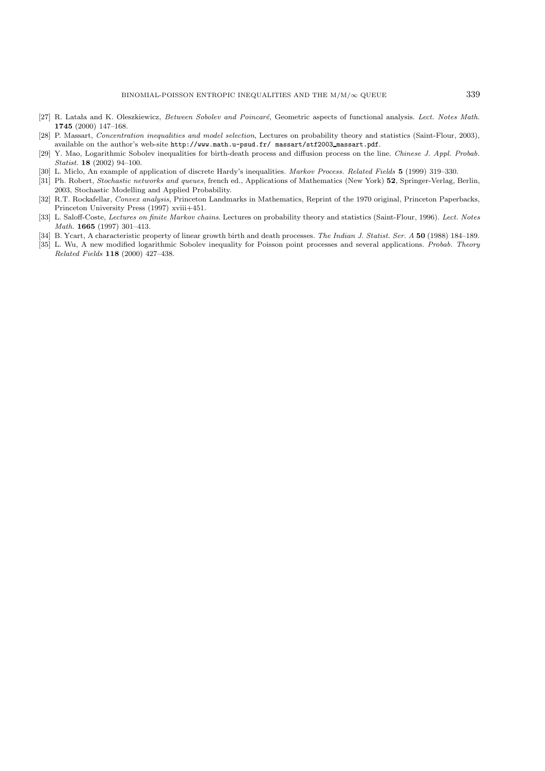[27] R. Latała and K. Oleszkiewicz, *Between Sobolev and Poincaré*, Geometric aspects of functional analysis. *Lect. Notes Math.* **1745** (2000) 147–168.

[28] P. Massart, *Concentration inequalities and model selection*, Lectures on probability theory and statistics (Saint-Flour, 2003), available on the author's web-site `http://www.math.u-psud.fr/ massart/stf2003_massart.pdf`.

[29] Y. Mao, Logarithmic Sobolev inequalities for birth-death process and diffusion process on the line. *Chinese J. Appl. Probab. Statist.* **18** (2002) 94–100.

[30] L. Miclo, An example of application of discrete Hardy's inequalities. *Markov Process. Related Fields* **5** (1999) 319–330.

[31] Ph. Robert, *Stochastic networks and queues*, french ed., Applications of Mathematics (New York) **52**, Springer-Verlag, Berlin, 2003, Stochastic Modelling and Applied Probability.

[32] R.T. Rockafellar, *Convex analysis*, Princeton Landmarks in Mathematics, Reprint of the 1970 original, Princeton Paperbacks, Princeton University Press (1997) xviii+451.

[33] L. Saloff-Coste, *Lectures on finite Markov chains*. Lectures on probability theory and statistics (Saint-Flour, 1996). *Lect. Notes Math.* **1665** (1997) 301–413.

[34] B. Ycart, A characteristic property of linear growth birth and death processes. *The Indian J. Statist. Ser. A* **50** (1988) 184–189.

[35] L. Wu, A new modified logarithmic Sobolev inequality for Poisson point processes and several applications. *Probab. Theory Related Fields* **118** (2000) 427–438.